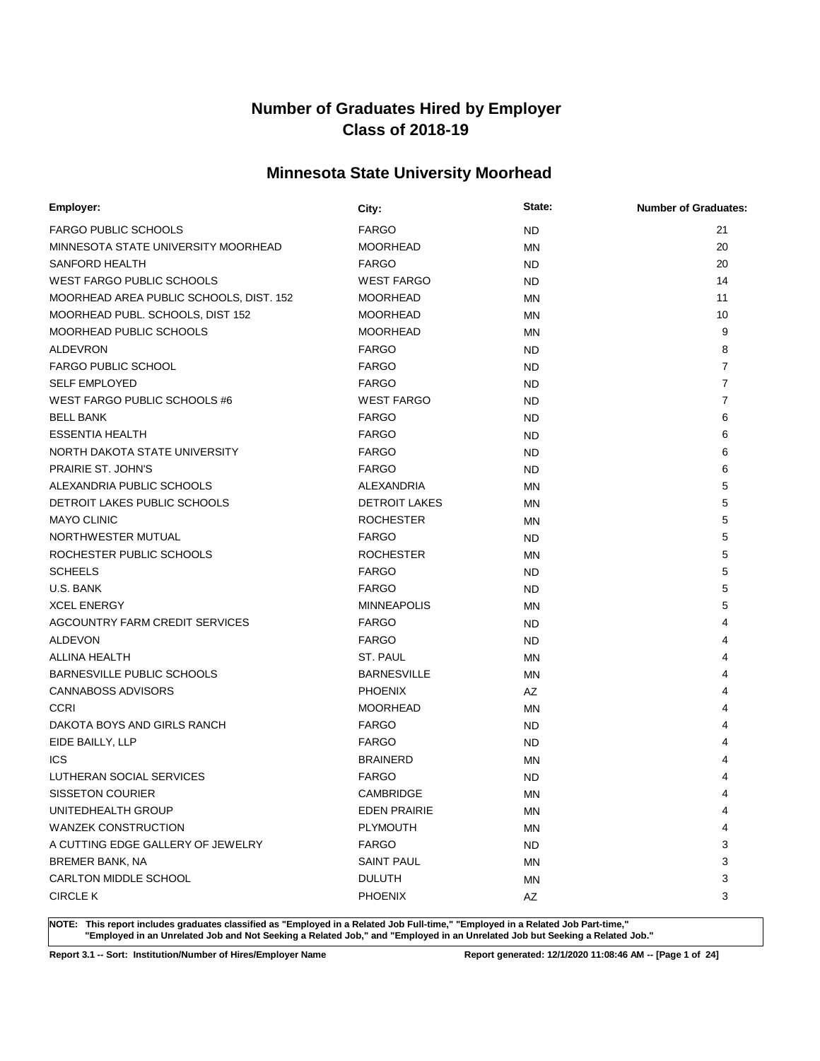# Number of Graduates Hired by Employer
# Class of 2018-19

## Minnesota State University Moorhead

| Employer: | City: | State: | Number of Graduates: |
|---|---|---|---|
| FARGO PUBLIC SCHOOLS | FARGO | ND | 21 |
| MINNESOTA STATE UNIVERSITY MOORHEAD | MOORHEAD | MN | 20 |
| SANFORD HEALTH | FARGO | ND | 20 |
| WEST FARGO PUBLIC SCHOOLS | WEST FARGO | ND | 14 |
| MOORHEAD AREA PUBLIC SCHOOLS, DIST. 152 | MOORHEAD | MN | 11 |
| MOORHEAD PUBL. SCHOOLS, DIST 152 | MOORHEAD | MN | 10 |
| MOORHEAD PUBLIC SCHOOLS | MOORHEAD | MN | 9 |
| ALDEVRON | FARGO | ND | 8 |
| FARGO PUBLIC SCHOOL | FARGO | ND | 7 |
| SELF EMPLOYED | FARGO | ND | 7 |
| WEST FARGO PUBLIC SCHOOLS #6 | WEST FARGO | ND | 7 |
| BELL BANK | FARGO | ND | 6 |
| ESSENTIA HEALTH | FARGO | ND | 6 |
| NORTH DAKOTA STATE UNIVERSITY | FARGO | ND | 6 |
| PRAIRIE ST. JOHN'S | FARGO | ND | 6 |
| ALEXANDRIA PUBLIC SCHOOLS | ALEXANDRIA | MN | 5 |
| DETROIT LAKES PUBLIC SCHOOLS | DETROIT LAKES | MN | 5 |
| MAYO CLINIC | ROCHESTER | MN | 5 |
| NORTHWESTER MUTUAL | FARGO | ND | 5 |
| ROCHESTER PUBLIC SCHOOLS | ROCHESTER | MN | 5 |
| SCHEELS | FARGO | ND | 5 |
| U.S. BANK | FARGO | ND | 5 |
| XCEL ENERGY | MINNEAPOLIS | MN | 5 |
| AGCOUNTRY FARM CREDIT SERVICES | FARGO | ND | 4 |
| ALDEVON | FARGO | ND | 4 |
| ALLINA HEALTH | ST. PAUL | MN | 4 |
| BARNESVILLE PUBLIC SCHOOLS | BARNESVILLE | MN | 4 |
| CANNABOSS ADVISORS | PHOENIX | AZ | 4 |
| CCRI | MOORHEAD | MN | 4 |
| DAKOTA BOYS AND GIRLS RANCH | FARGO | ND | 4 |
| EIDE BAILLY, LLP | FARGO | ND | 4 |
| ICS | BRAINERD | MN | 4 |
| LUTHERAN SOCIAL SERVICES | FARGO | ND | 4 |
| SISSETON COURIER | CAMBRIDGE | MN | 4 |
| UNITEDHEALTH GROUP | EDEN PRAIRIE | MN | 4 |
| WANZEK CONSTRUCTION | PLYMOUTH | MN | 4 |
| A CUTTING EDGE GALLERY OF JEWELRY | FARGO | ND | 3 |
| BREMER BANK, NA | SAINT PAUL | MN | 3 |
| CARLTON MIDDLE SCHOOL | DULUTH | MN | 3 |
| CIRCLE K | PHOENIX | AZ | 3 |

**NOTE: This report includes graduates classified as "Employed in a Related Job Full-time," "Employed in a Related Job Part-time," "Employed in an Unrelated Job and Not Seeking a Related Job," and "Employed in an Unrelated Job but Seeking a Related Job."**

**Report 3.1 -- Sort: Institution/Number of Hires/Employer Name**

**Report generated: 12/1/2020 11:08:46 AM**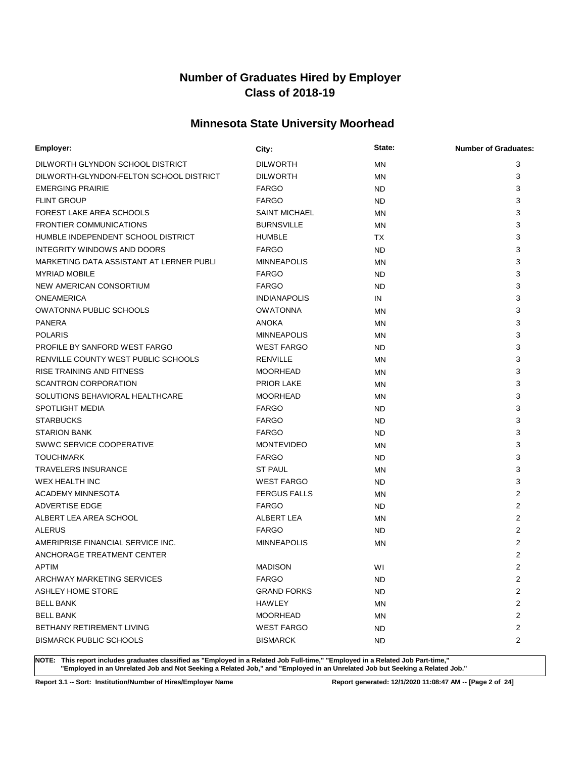# Number of Graduates Hired by Employer
# Class of 2018-19

## Minnesota State University Moorhead

| Employer: | City: | State: | Number of Graduates: |
|---|---|---|---|
| DILWORTH GLYNDON SCHOOL DISTRICT | DILWORTH | MN | 3 |
| DILWORTH-GLYNDON-FELTON SCHOOL DISTRICT | DILWORTH | MN | 3 |
| EMERGING PRAIRIE | FARGO | ND | 3 |
| FLINT GROUP | FARGO | ND | 3 |
| FOREST LAKE AREA SCHOOLS | SAINT MICHAEL | MN | 3 |
| FRONTIER COMMUNICATIONS | BURNSVILLE | MN | 3 |
| HUMBLE INDEPENDENT SCHOOL DISTRICT | HUMBLE | TX | 3 |
| INTEGRITY WINDOWS AND DOORS | FARGO | ND | 3 |
| MARKETING DATA ASSISTANT AT LERNER PUBLI | MINNEAPOLIS | MN | 3 |
| MYRIAD MOBILE | FARGO | ND | 3 |
| NEW AMERICAN CONSORTIUM | FARGO | ND | 3 |
| ONEAMERICA | INDIANAPOLIS | IN | 3 |
| OWATONNA PUBLIC SCHOOLS | OWATONNA | MN | 3 |
| PANERA | ANOKA | MN | 3 |
| POLARIS | MINNEAPOLIS | MN | 3 |
| PROFILE BY SANFORD WEST FARGO | WEST FARGO | ND | 3 |
| RENVILLE COUNTY WEST PUBLIC SCHOOLS | RENVILLE | MN | 3 |
| RISE TRAINING AND FITNESS | MOORHEAD | MN | 3 |
| SCANTRON CORPORATION | PRIOR LAKE | MN | 3 |
| SOLUTIONS BEHAVIORAL HEALTHCARE | MOORHEAD | MN | 3 |
| SPOTLIGHT MEDIA | FARGO | ND | 3 |
| STARBUCKS | FARGO | ND | 3 |
| STARION BANK | FARGO | ND | 3 |
| SWWC SERVICE COOPERATIVE | MONTEVIDEO | MN | 3 |
| TOUCHMARK | FARGO | ND | 3 |
| TRAVELERS INSURANCE | ST PAUL | MN | 3 |
| WEX HEALTH INC | WEST FARGO | ND | 3 |
| ACADEMY MINNESOTA | FERGUS FALLS | MN | 2 |
| ADVERTISE EDGE | FARGO | ND | 2 |
| ALBERT LEA AREA SCHOOL | ALBERT LEA | MN | 2 |
| ALERUS | FARGO | ND | 2 |
| AMERIPRISE FINANCIAL SERVICE INC. | MINNEAPOLIS | MN | 2 |
| ANCHORAGE TREATMENT CENTER | | | 2 |
| APTIM | MADISON | WI | 2 |
| ARCHWAY MARKETING SERVICES | FARGO | ND | 2 |
| ASHLEY HOME STORE | GRAND FORKS | ND | 2 |
| BELL BANK | HAWLEY | MN | 2 |
| BELL BANK | MOORHEAD | MN | 2 |
| BETHANY RETIREMENT LIVING | WEST FARGO | ND | 2 |
| BISMARCK PUBLIC SCHOOLS | BISMARCK | ND | 2 |

**NOTE: This report includes graduates classified as "Employed in a Related Job Full-time," "Employed in a Related Job Part-time," "Employed in an Unrelated Job and Not Seeking a Related Job," and "Employed in an Unrelated Job but Seeking a Related Job."**

**Report 3.1 -- Sort: Institution/Number of Hires/Employer Name** **Report generated: 12/1/2020 11:08:47 AM**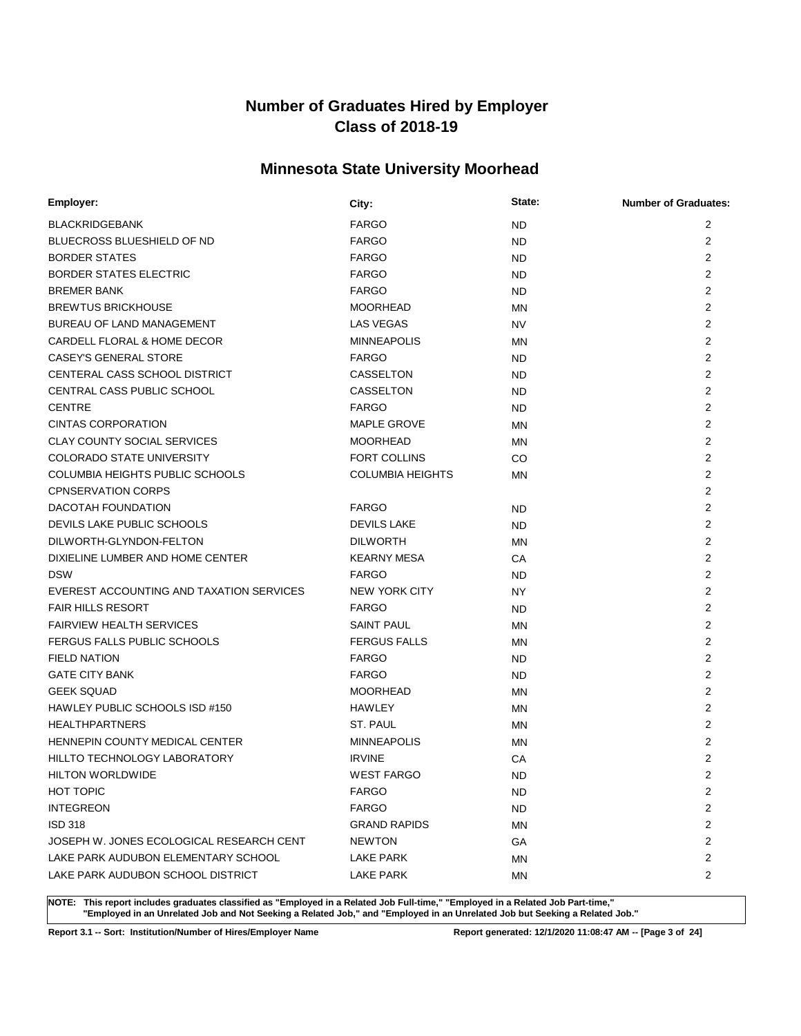# Number of Graduates Hired by Employer
# Class of 2018-19

## Minnesota State University Moorhead

| Employer: | City: | State: | Number of Graduates: |
|---|---|---|---|
| BLACKRIDGEBANK | FARGO | ND | 2 |
| BLUECROSS BLUESHIELD OF ND | FARGO | ND | 2 |
| BORDER STATES | FARGO | ND | 2 |
| BORDER STATES ELECTRIC | FARGO | ND | 2 |
| BREMER BANK | FARGO | ND | 2 |
| BREWTUS BRICKHOUSE | MOORHEAD | MN | 2 |
| BUREAU OF LAND MANAGEMENT | LAS VEGAS | NV | 2 |
| CARDELL FLORAL & HOME DECOR | MINNEAPOLIS | MN | 2 |
| CASEY'S GENERAL STORE | FARGO | ND | 2 |
| CENTERAL CASS SCHOOL DISTRICT | CASSELTON | ND | 2 |
| CENTRAL CASS PUBLIC SCHOOL | CASSELTON | ND | 2 |
| CENTRE | FARGO | ND | 2 |
| CINTAS CORPORATION | MAPLE GROVE | MN | 2 |
| CLAY COUNTY SOCIAL SERVICES | MOORHEAD | MN | 2 |
| COLORADO STATE UNIVERSITY | FORT COLLINS | CO | 2 |
| COLUMBIA HEIGHTS PUBLIC SCHOOLS | COLUMBIA HEIGHTS | MN | 2 |
| CPNSERVATION CORPS | | | 2 |
| DACOTAH FOUNDATION | FARGO | ND | 2 |
| DEVILS LAKE PUBLIC SCHOOLS | DEVILS LAKE | ND | 2 |
| DILWORTH-GLYNDON-FELTON | DILWORTH | MN | 2 |
| DIXIELINE LUMBER AND HOME CENTER | KEARNY MESA | CA | 2 |
| DSW | FARGO | ND | 2 |
| EVEREST ACCOUNTING AND TAXATION SERVICES | NEW YORK CITY | NY | 2 |
| FAIR HILLS RESORT | FARGO | ND | 2 |
| FAIRVIEW HEALTH SERVICES | SAINT PAUL | MN | 2 |
| FERGUS FALLS PUBLIC SCHOOLS | FERGUS FALLS | MN | 2 |
| FIELD NATION | FARGO | ND | 2 |
| GATE CITY BANK | FARGO | ND | 2 |
| GEEK SQUAD | MOORHEAD | MN | 2 |
| HAWLEY PUBLIC SCHOOLS ISD #150 | HAWLEY | MN | 2 |
| HEALTHPARTNERS | ST. PAUL | MN | 2 |
| HENNEPIN COUNTY MEDICAL CENTER | MINNEAPOLIS | MN | 2 |
| HILLTO TECHNOLOGY LABORATORY | IRVINE | CA | 2 |
| HILTON WORLDWIDE | WEST FARGO | ND | 2 |
| HOT TOPIC | FARGO | ND | 2 |
| INTEGREON | FARGO | ND | 2 |
| ISD 318 | GRAND RAPIDS | MN | 2 |
| JOSEPH W. JONES ECOLOGICAL RESEARCH CENT | NEWTON | GA | 2 |
| LAKE PARK AUDUBON ELEMENTARY SCHOOL | LAKE PARK | MN | 2 |
| LAKE PARK AUDUBON SCHOOL DISTRICT | LAKE PARK | MN | 2 |

**NOTE: This report includes graduates classified as "Employed in a Related Job Full-time," "Employed in a Related Job Part-time," "Employed in an Unrelated Job and Not Seeking a Related Job," and "Employed in an Unrelated Job but Seeking a Related Job."**

**Report 3.1 -- Sort: Institution/Number of Hires/Employer Name**

**Report generated: 12/1/2020 11:08:47 AM**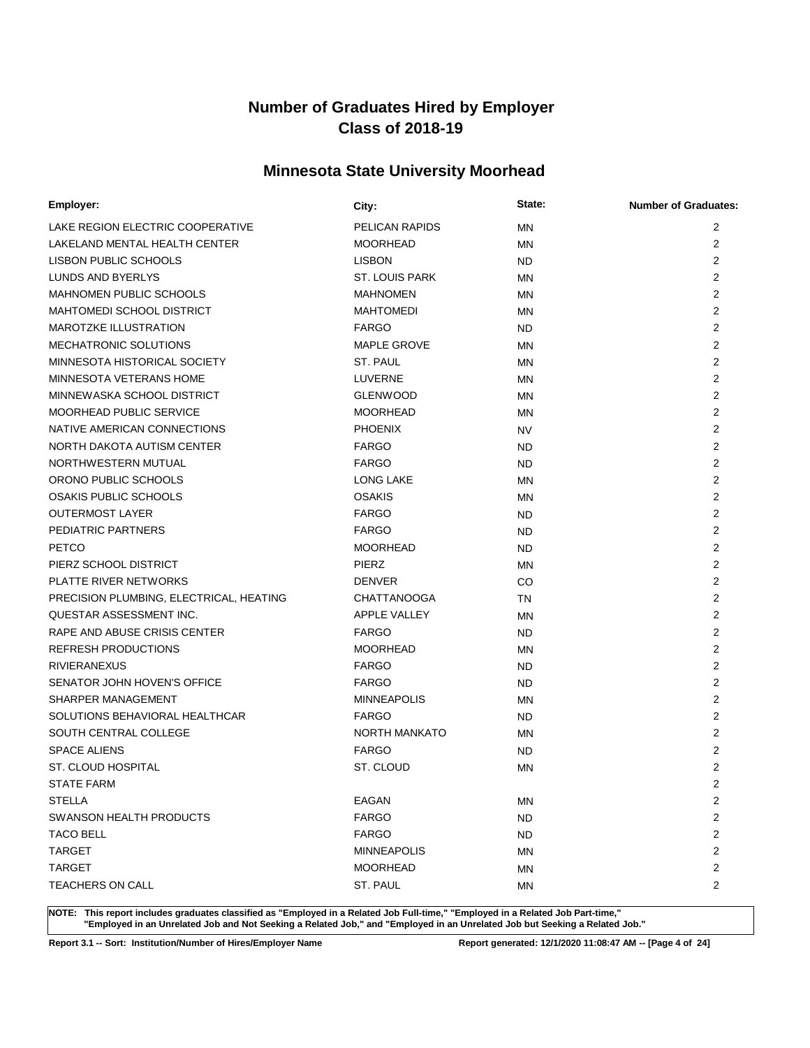# Number of Graduates Hired by Employer
# Class of 2018-19

## Minnesota State University Moorhead

| Employer: | City: | State: | Number of Graduates: |
|---|---|---|---|
| LAKE REGION ELECTRIC COOPERATIVE | PELICAN RAPIDS | MN | 2 |
| LAKELAND MENTAL HEALTH CENTER | MOORHEAD | MN | 2 |
| LISBON PUBLIC SCHOOLS | LISBON | ND | 2 |
| LUNDS AND BYERLYS | ST. LOUIS PARK | MN | 2 |
| MAHNOMEN PUBLIC SCHOOLS | MAHNOMEN | MN | 2 |
| MAHTOMEDI SCHOOL DISTRICT | MAHTOMEDI | MN | 2 |
| MAROTZKE ILLUSTRATION | FARGO | ND | 2 |
| MECHATRONIC SOLUTIONS | MAPLE GROVE | MN | 2 |
| MINNESOTA HISTORICAL SOCIETY | ST. PAUL | MN | 2 |
| MINNESOTA VETERANS HOME | LUVERNE | MN | 2 |
| MINNEWASKA SCHOOL DISTRICT | GLENWOOD | MN | 2 |
| MOORHEAD PUBLIC SERVICE | MOORHEAD | MN | 2 |
| NATIVE AMERICAN CONNECTIONS | PHOENIX | NV | 2 |
| NORTH DAKOTA AUTISM CENTER | FARGO | ND | 2 |
| NORTHWESTERN MUTUAL | FARGO | ND | 2 |
| ORONO PUBLIC SCHOOLS | LONG LAKE | MN | 2 |
| OSAKIS PUBLIC SCHOOLS | OSAKIS | MN | 2 |
| OUTERMOST LAYER | FARGO | ND | 2 |
| PEDIATRIC PARTNERS | FARGO | ND | 2 |
| PETCO | MOORHEAD | ND | 2 |
| PIERZ SCHOOL DISTRICT | PIERZ | MN | 2 |
| PLATTE RIVER NETWORKS | DENVER | CO | 2 |
| PRECISION PLUMBING, ELECTRICAL, HEATING | CHATTANOOGA | TN | 2 |
| QUESTAR ASSESSMENT INC. | APPLE VALLEY | MN | 2 |
| RAPE AND ABUSE CRISIS CENTER | FARGO | ND | 2 |
| REFRESH PRODUCTIONS | MOORHEAD | MN | 2 |
| RIVIERANEXUS | FARGO | ND | 2 |
| SENATOR JOHN HOVEN'S OFFICE | FARGO | ND | 2 |
| SHARPER MANAGEMENT | MINNEAPOLIS | MN | 2 |
| SOLUTIONS BEHAVIORAL HEALTHCAR | FARGO | ND | 2 |
| SOUTH CENTRAL COLLEGE | NORTH MANKATO | MN | 2 |
| SPACE ALIENS | FARGO | ND | 2 |
| ST. CLOUD HOSPITAL | ST. CLOUD | MN | 2 |
| STATE FARM | | | 2 |
| STELLA | EAGAN | MN | 2 |
| SWANSON HEALTH PRODUCTS | FARGO | ND | 2 |
| TACO BELL | FARGO | ND | 2 |
| TARGET | MINNEAPOLIS | MN | 2 |
| TARGET | MOORHEAD | MN | 2 |
| TEACHERS ON CALL | ST. PAUL | MN | 2 |

**NOTE: This report includes graduates classified as "Employed in a Related Job Full-time," "Employed in a Related Job Part-time," "Employed in an Unrelated Job and Not Seeking a Related Job," and "Employed in an Unrelated Job but Seeking a Related Job."**

**Report 3.1 -- Sort: Institution/Number of Hires/Employer Name**

**Report generated: 12/1/2020 11:08:47 AM**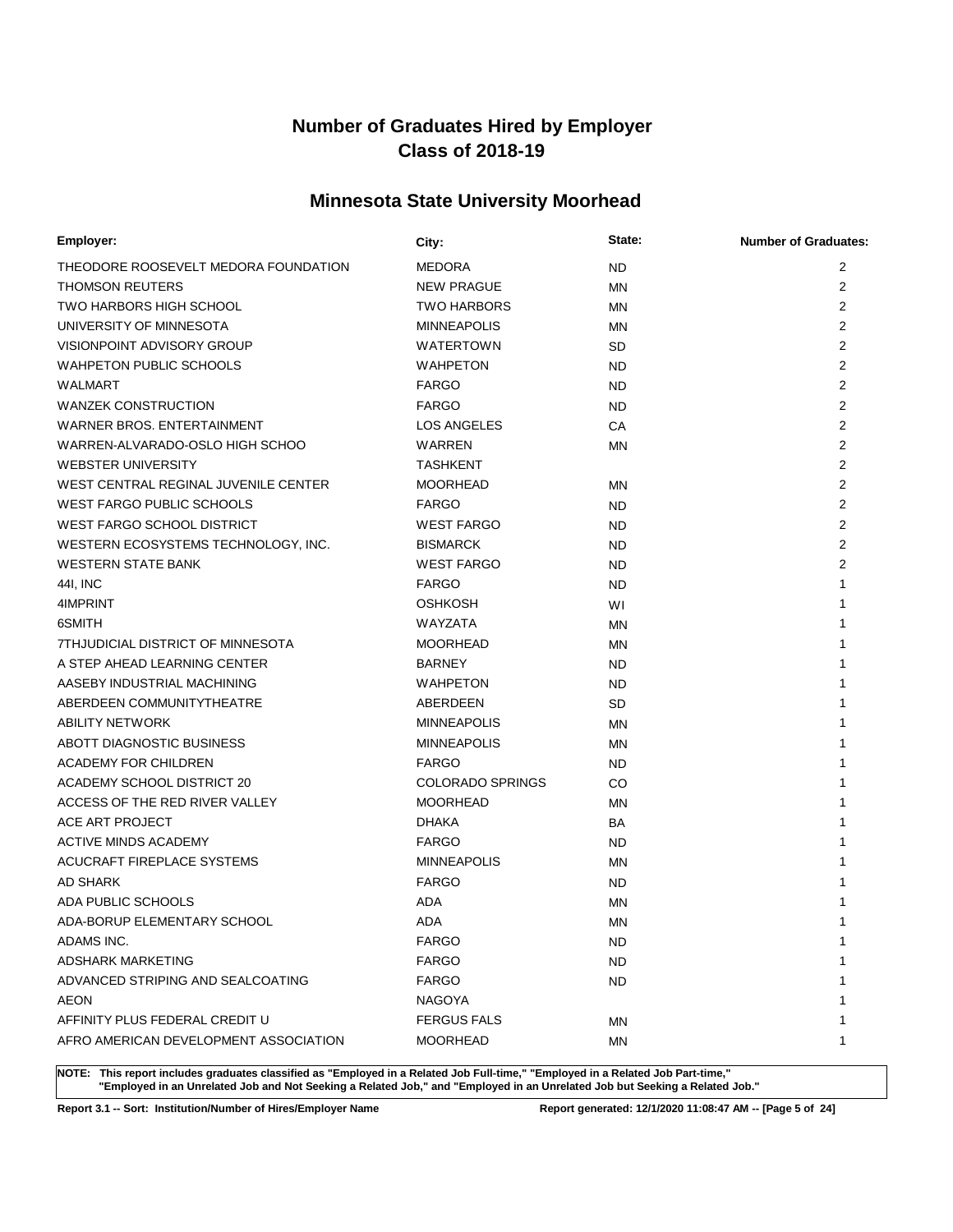# Number of Graduates Hired by Employer
# Class of 2018-19

## Minnesota State University Moorhead

| Employer: | City: | State: | Number of Graduates: |
|---|---|---|---|
| THEODORE ROOSEVELT MEDORA FOUNDATION | MEDORA | ND | 2 |
| THOMSON REUTERS | NEW PRAGUE | MN | 2 |
| TWO HARBORS HIGH SCHOOL | TWO HARBORS | MN | 2 |
| UNIVERSITY OF MINNESOTA | MINNEAPOLIS | MN | 2 |
| VISIONPOINT ADVISORY GROUP | WATERTOWN | SD | 2 |
| WAHPETON PUBLIC SCHOOLS | WAHPETON | ND | 2 |
| WALMART | FARGO | ND | 2 |
| WANZEK CONSTRUCTION | FARGO | ND | 2 |
| WARNER BROS. ENTERTAINMENT | LOS ANGELES | CA | 2 |
| WARREN-ALVARADO-OSLO HIGH SCHOO | WARREN | MN | 2 |
| WEBSTER UNIVERSITY | TASHKENT | | 2 |
| WEST CENTRAL REGINAL JUVENILE CENTER | MOORHEAD | MN | 2 |
| WEST FARGO PUBLIC SCHOOLS | FARGO | ND | 2 |
| WEST FARGO SCHOOL DISTRICT | WEST FARGO | ND | 2 |
| WESTERN ECOSYSTEMS TECHNOLOGY, INC. | BISMARCK | ND | 2 |
| WESTERN STATE BANK | WEST FARGO | ND | 2 |
| 44I, INC | FARGO | ND | 1 |
| 4IMPRINT | OSHKOSH | WI | 1 |
| 6SMITH | WAYZATA | MN | 1 |
| 7THJUDICIAL DISTRICT OF MINNESOTA | MOORHEAD | MN | 1 |
| A STEP AHEAD LEARNING CENTER | BARNEY | ND | 1 |
| AASEBY INDUSTRIAL MACHINING | WAHPETON | ND | 1 |
| ABERDEEN COMMUNITYTHEATRE | ABERDEEN | SD | 1 |
| ABILITY NETWORK | MINNEAPOLIS | MN | 1 |
| ABOTT DIAGNOSTIC BUSINESS | MINNEAPOLIS | MN | 1 |
| ACADEMY FOR CHILDREN | FARGO | ND | 1 |
| ACADEMY SCHOOL DISTRICT 20 | COLORADO SPRINGS | CO | 1 |
| ACCESS OF THE RED RIVER VALLEY | MOORHEAD | MN | 1 |
| ACE ART PROJECT | DHAKA | BA | 1 |
| ACTIVE MINDS ACADEMY | FARGO | ND | 1 |
| ACUCRAFT FIREPLACE SYSTEMS | MINNEAPOLIS | MN | 1 |
| AD SHARK | FARGO | ND | 1 |
| ADA PUBLIC SCHOOLS | ADA | MN | 1 |
| ADA-BORUP ELEMENTARY SCHOOL | ADA | MN | 1 |
| ADAMS INC. | FARGO | ND | 1 |
| ADSHARK MARKETING | FARGO | ND | 1 |
| ADVANCED STRIPING AND SEALCOATING | FARGO | ND | 1 |
| AEON | NAGOYA | | 1 |
| AFFINITY PLUS FEDERAL CREDIT U | FERGUS FALS | MN | 1 |
| AFRO AMERICAN DEVELOPMENT ASSOCIATION | MOORHEAD | MN | 1 |

**NOTE: This report includes graduates classified as "Employed in a Related Job Full-time," "Employed in a Related Job Part-time," "Employed in an Unrelated Job and Not Seeking a Related Job," and "Employed in an Unrelated Job but Seeking a Related Job."**

**Report 3.1 -- Sort: Institution/Number of Hires/Employer Name** **Report generated: 12/1/2020 11:08:47 AM**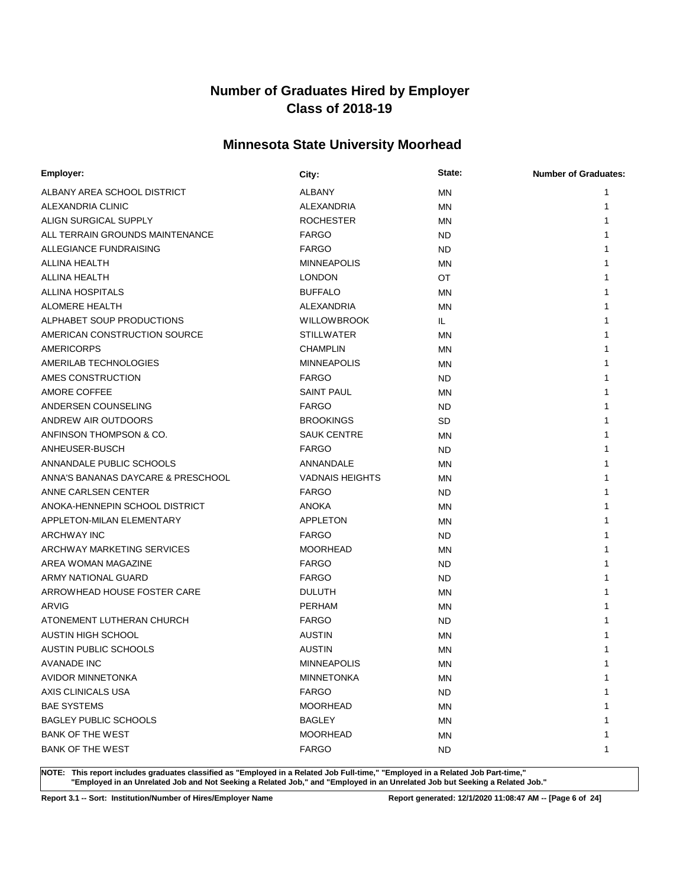# Number of Graduates Hired by Employer
# Class of 2018-19

## Minnesota State University Moorhead

| Employer: | City: | State: | Number of Graduates: |
|---|---|---|---|
| ALBANY AREA SCHOOL DISTRICT | ALBANY | MN | 1 |
| ALEXANDRIA CLINIC | ALEXANDRIA | MN | 1 |
| ALIGN SURGICAL SUPPLY | ROCHESTER | MN | 1 |
| ALL TERRAIN GROUNDS MAINTENANCE | FARGO | ND | 1 |
| ALLEGIANCE FUNDRAISING | FARGO | ND | 1 |
| ALLINA HEALTH | MINNEAPOLIS | MN | 1 |
| ALLINA HEALTH | LONDON | OT | 1 |
| ALLINA HOSPITALS | BUFFALO | MN | 1 |
| ALOMERE HEALTH | ALEXANDRIA | MN | 1 |
| ALPHABET SOUP PRODUCTIONS | WILLOWBROOK | IL | 1 |
| AMERICAN CONSTRUCTION SOURCE | STILLWATER | MN | 1 |
| AMERICORPS | CHAMPLIN | MN | 1 |
| AMERILAB TECHNOLOGIES | MINNEAPOLIS | MN | 1 |
| AMES CONSTRUCTION | FARGO | ND | 1 |
| AMORE COFFEE | SAINT PAUL | MN | 1 |
| ANDERSEN COUNSELING | FARGO | ND | 1 |
| ANDREW AIR OUTDOORS | BROOKINGS | SD | 1 |
| ANFINSON THOMPSON & CO. | SAUK CENTRE | MN | 1 |
| ANHEUSER-BUSCH | FARGO | ND | 1 |
| ANNANDALE PUBLIC SCHOOLS | ANNANDALE | MN | 1 |
| ANNA'S BANANAS DAYCARE & PRESCHOOL | VADNAIS HEIGHTS | MN | 1 |
| ANNE CARLSEN CENTER | FARGO | ND | 1 |
| ANOKA-HENNEPIN SCHOOL DISTRICT | ANOKA | MN | 1 |
| APPLETON-MILAN ELEMENTARY | APPLETON | MN | 1 |
| ARCHWAY INC | FARGO | ND | 1 |
| ARCHWAY MARKETING SERVICES | MOORHEAD | MN | 1 |
| AREA WOMAN MAGAZINE | FARGO | ND | 1 |
| ARMY NATIONAL GUARD | FARGO | ND | 1 |
| ARROWHEAD HOUSE FOSTER CARE | DULUTH | MN | 1 |
| ARVIG | PERHAM | MN | 1 |
| ATONEMENT LUTHERAN CHURCH | FARGO | ND | 1 |
| AUSTIN HIGH SCHOOL | AUSTIN | MN | 1 |
| AUSTIN PUBLIC SCHOOLS | AUSTIN | MN | 1 |
| AVANADE INC | MINNEAPOLIS | MN | 1 |
| AVIDOR MINNETONKA | MINNETONKA | MN | 1 |
| AXIS CLINICALS USA | FARGO | ND | 1 |
| BAE SYSTEMS | MOORHEAD | MN | 1 |
| BAGLEY PUBLIC SCHOOLS | BAGLEY | MN | 1 |
| BANK OF THE WEST | MOORHEAD | MN | 1 |
| BANK OF THE WEST | FARGO | ND | 1 |

**NOTE: This report includes graduates classified as "Employed in a Related Job Full-time," "Employed in a Related Job Part-time," "Employed in an Unrelated Job and Not Seeking a Related Job," and "Employed in an Unrelated Job but Seeking a Related Job."**

**Report 3.1 -- Sort: Institution/Number of Hires/Employer Name** **Report generated: 12/1/2020 11:08:47 AM**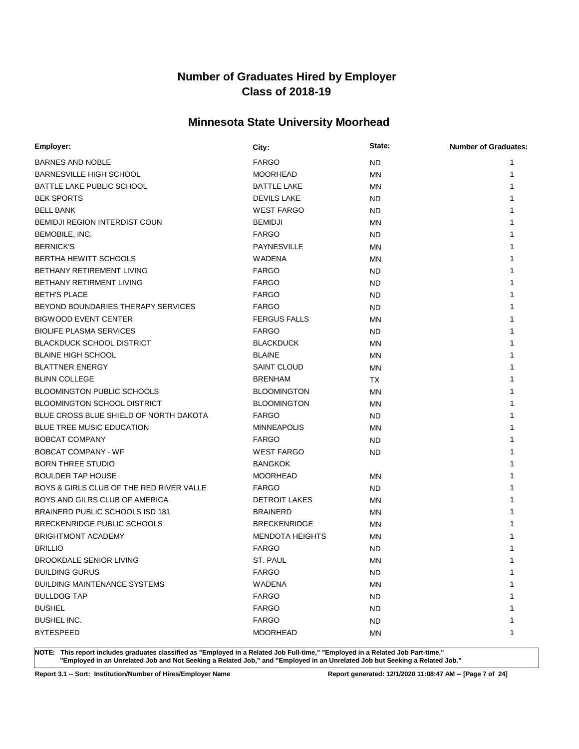# Number of Graduates Hired by Employer
# Class of 2018-19

## Minnesota State University Moorhead

| Employer: | City: | State: | Number of Graduates: |
|---|---|---|---|
| BARNES AND NOBLE | FARGO | ND | 1 |
| BARNESVILLE HIGH SCHOOL | MOORHEAD | MN | 1 |
| BATTLE LAKE PUBLIC SCHOOL | BATTLE LAKE | MN | 1 |
| BEK SPORTS | DEVILS LAKE | ND | 1 |
| BELL BANK | WEST FARGO | ND | 1 |
| BEMIDJI REGION INTERDIST COUN | BEMIDJI | MN | 1 |
| BEMOBILE, INC. | FARGO | ND | 1 |
| BERNICK'S | PAYNESVILLE | MN | 1 |
| BERTHA HEWITT SCHOOLS | WADENA | MN | 1 |
| BETHANY RETIREMENT LIVING | FARGO | ND | 1 |
| BETHANY RETIRMENT LIVING | FARGO | ND | 1 |
| BETH'S PLACE | FARGO | ND | 1 |
| BEYOND BOUNDARIES THERAPY SERVICES | FARGO | ND | 1 |
| BIGWOOD EVENT CENTER | FERGUS FALLS | MN | 1 |
| BIOLIFE PLASMA SERVICES | FARGO | ND | 1 |
| BLACKDUCK SCHOOL DISTRICT | BLACKDUCK | MN | 1 |
| BLAINE HIGH SCHOOL | BLAINE | MN | 1 |
| BLATTNER ENERGY | SAINT CLOUD | MN | 1 |
| BLINN COLLEGE | BRENHAM | TX | 1 |
| BLOOMINGTON PUBLIC SCHOOLS | BLOOMINGTON | MN | 1 |
| BLOOMINGTON SCHOOL DISTRICT | BLOOMINGTON | MN | 1 |
| BLUE CROSS BLUE SHIELD OF NORTH DAKOTA | FARGO | ND | 1 |
| BLUE TREE MUSIC EDUCATION | MINNEAPOLIS | MN | 1 |
| BOBCAT COMPANY | FARGO | ND | 1 |
| BOBCAT COMPANY - WF | WEST FARGO | ND | 1 |
| BORN THREE STUDIO | BANGKOK | | 1 |
| BOULDER TAP HOUSE | MOORHEAD | MN | 1 |
| BOYS & GIRLS CLUB OF THE RED RIVER VALLE | FARGO | ND | 1 |
| BOYS AND GILRS CLUB OF AMERICA | DETROIT LAKES | MN | 1 |
| BRAINERD PUBLIC SCHOOLS ISD 181 | BRAINERD | MN | 1 |
| BRECKENRIDGE PUBLIC SCHOOLS | BRECKENRIDGE | MN | 1 |
| BRIGHTMONT ACADEMY | MENDOTA HEIGHTS | MN | 1 |
| BRILLIO | FARGO | ND | 1 |
| BROOKDALE SENIOR LIVING | ST. PAUL | MN | 1 |
| BUILDING GURUS | FARGO | ND | 1 |
| BUILDING MAINTENANCE SYSTEMS | WADENA | MN | 1 |
| BULLDOG TAP | FARGO | ND | 1 |
| BUSHEL | FARGO | ND | 1 |
| BUSHEL INC. | FARGO | ND | 1 |
| BYTESPEED | MOORHEAD | MN | 1 |

**NOTE: This report includes graduates classified as "Employed in a Related Job Full-time," "Employed in a Related Job Part-time," "Employed in an Unrelated Job and Not Seeking a Related Job," and "Employed in an Unrelated Job but Seeking a Related Job."**

**Report 3.1 -- Sort: Institution/Number of Hires/Employer Name** **Report generated: 12/1/2020 11:08:47 AM**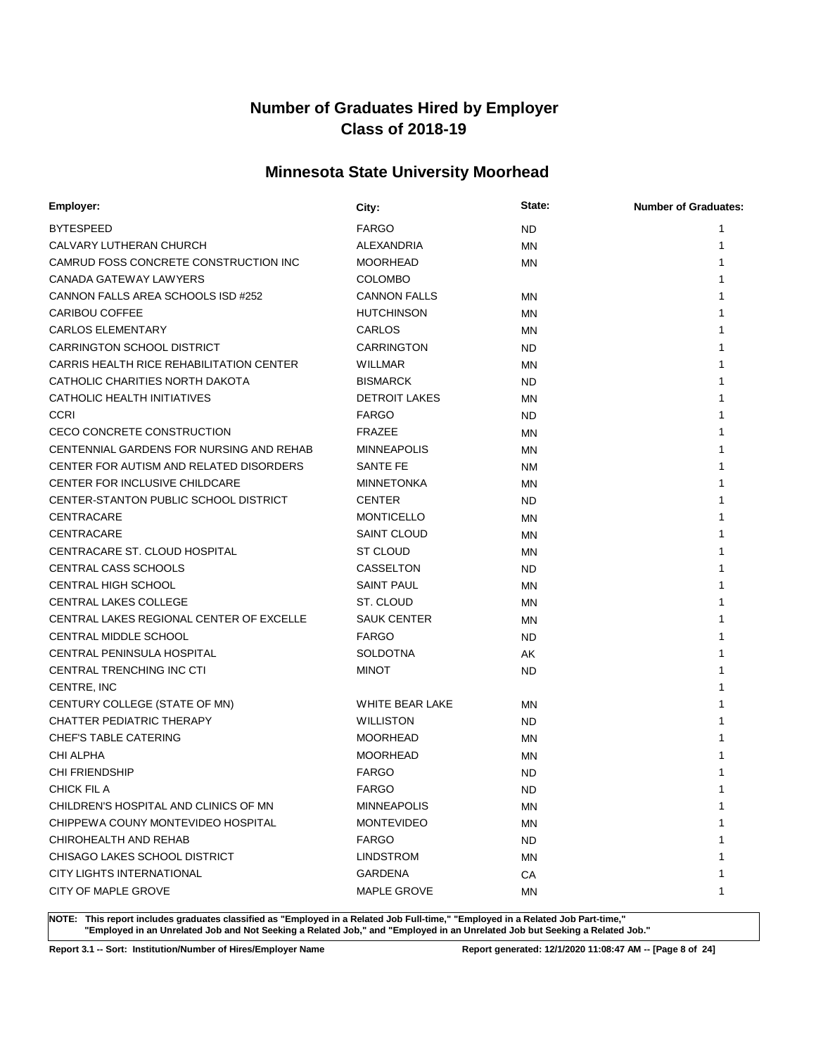# Number of Graduates Hired by Employer
# Class of 2018-19

## Minnesota State University Moorhead

| Employer: | City: | State: | Number of Graduates: |
|---|---|---|---|
| BYTESPEED | FARGO | ND | 1 |
| CALVARY LUTHERAN CHURCH | ALEXANDRIA | MN | 1 |
| CAMRUD FOSS CONCRETE CONSTRUCTION INC | MOORHEAD | MN | 1 |
| CANADA GATEWAY LAWYERS | COLOMBO | | 1 |
| CANNON FALLS AREA SCHOOLS ISD #252 | CANNON FALLS | MN | 1 |
| CARIBOU COFFEE | HUTCHINSON | MN | 1 |
| CARLOS ELEMENTARY | CARLOS | MN | 1 |
| CARRINGTON SCHOOL DISTRICT | CARRINGTON | ND | 1 |
| CARRIS HEALTH RICE REHABILITATION CENTER | WILLMAR | MN | 1 |
| CATHOLIC CHARITIES NORTH DAKOTA | BISMARCK | ND | 1 |
| CATHOLIC HEALTH INITIATIVES | DETROIT LAKES | MN | 1 |
| CCRI | FARGO | ND | 1 |
| CECO CONCRETE CONSTRUCTION | FRAZEE | MN | 1 |
| CENTENNIAL GARDENS FOR NURSING AND REHAB | MINNEAPOLIS | MN | 1 |
| CENTER FOR AUTISM AND RELATED DISORDERS | SANTE FE | NM | 1 |
| CENTER FOR INCLUSIVE CHILDCARE | MINNETONKA | MN | 1 |
| CENTER-STANTON PUBLIC SCHOOL DISTRICT | CENTER | ND | 1 |
| CENTRACARE | MONTICELLO | MN | 1 |
| CENTRACARE | SAINT CLOUD | MN | 1 |
| CENTRACARE ST. CLOUD HOSPITAL | ST CLOUD | MN | 1 |
| CENTRAL CASS SCHOOLS | CASSELTON | ND | 1 |
| CENTRAL HIGH SCHOOL | SAINT PAUL | MN | 1 |
| CENTRAL LAKES COLLEGE | ST. CLOUD | MN | 1 |
| CENTRAL LAKES REGIONAL CENTER OF EXCELLE | SAUK CENTER | MN | 1 |
| CENTRAL MIDDLE SCHOOL | FARGO | ND | 1 |
| CENTRAL PENINSULA HOSPITAL | SOLDOTNA | AK | 1 |
| CENTRAL TRENCHING INC CTI | MINOT | ND | 1 |
| CENTRE, INC | | | 1 |
| CENTURY COLLEGE (STATE OF MN) | WHITE BEAR LAKE | MN | 1 |
| CHATTER PEDIATRIC THERAPY | WILLISTON | ND | 1 |
| CHEF'S TABLE CATERING | MOORHEAD | MN | 1 |
| CHI ALPHA | MOORHEAD | MN | 1 |
| CHI FRIENDSHIP | FARGO | ND | 1 |
| CHICK FIL A | FARGO | ND | 1 |
| CHILDREN'S HOSPITAL AND CLINICS OF MN | MINNEAPOLIS | MN | 1 |
| CHIPPEWA COUNY MONTEVIDEO HOSPITAL | MONTEVIDEO | MN | 1 |
| CHIROHEALTH AND REHAB | FARGO | ND | 1 |
| CHISAGO LAKES SCHOOL DISTRICT | LINDSTROM | MN | 1 |
| CITY LIGHTS INTERNATIONAL | GARDENA | CA | 1 |
| CITY OF MAPLE GROVE | MAPLE GROVE | MN | 1 |

**NOTE: This report includes graduates classified as "Employed in a Related Job Full-time," "Employed in a Related Job Part-time," "Employed in an Unrelated Job and Not Seeking a Related Job," and "Employed in an Unrelated Job but Seeking a Related Job."**

**Report 3.1 -- Sort: Institution/Number of Hires/Employer Name** **Report generated: 12/1/2020 11:08:47 AM**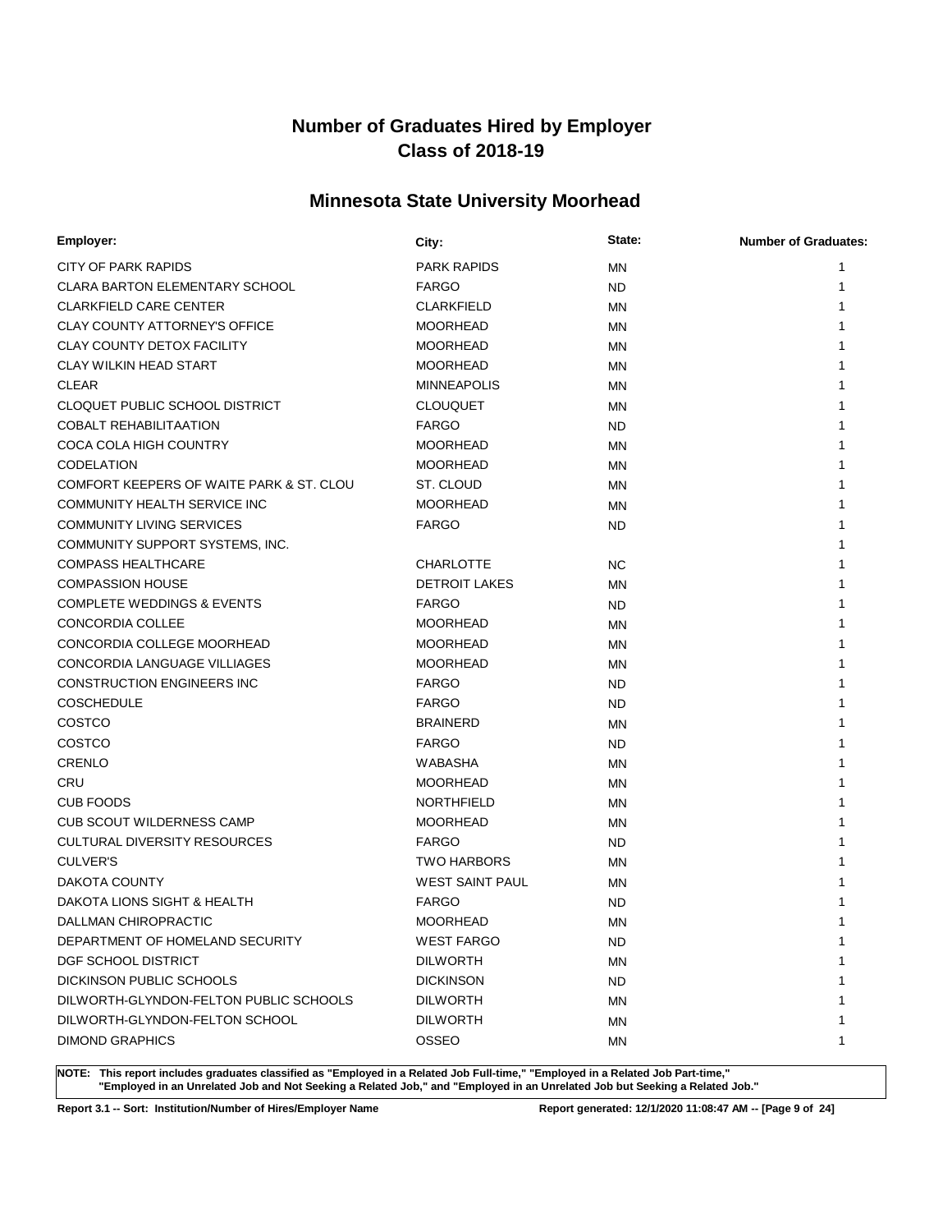# Number of Graduates Hired by Employer
# Class of 2018-19

## Minnesota State University Moorhead

| Employer: | City: | State: | Number of Graduates: |
|---|---|---|---|
| CITY OF PARK RAPIDS | PARK RAPIDS | MN | 1 |
| CLARA BARTON ELEMENTARY SCHOOL | FARGO | ND | 1 |
| CLARKFIELD CARE CENTER | CLARKFIELD | MN | 1 |
| CLAY COUNTY ATTORNEY'S OFFICE | MOORHEAD | MN | 1 |
| CLAY COUNTY DETOX FACILITY | MOORHEAD | MN | 1 |
| CLAY WILKIN HEAD START | MOORHEAD | MN | 1 |
| CLEAR | MINNEAPOLIS | MN | 1 |
| CLOQUET PUBLIC SCHOOL DISTRICT | CLOUQUET | MN | 1 |
| COBALT REHABILITAATION | FARGO | ND | 1 |
| COCA COLA HIGH COUNTRY | MOORHEAD | MN | 1 |
| CODELATION | MOORHEAD | MN | 1 |
| COMFORT KEEPERS OF WAITE PARK & ST. CLOU | ST. CLOUD | MN | 1 |
| COMMUNITY HEALTH SERVICE INC | MOORHEAD | MN | 1 |
| COMMUNITY LIVING SERVICES | FARGO | ND | 1 |
| COMMUNITY SUPPORT SYSTEMS, INC. | | | 1 |
| COMPASS HEALTHCARE | CHARLOTTE | NC | 1 |
| COMPASSION HOUSE | DETROIT LAKES | MN | 1 |
| COMPLETE WEDDINGS & EVENTS | FARGO | ND | 1 |
| CONCORDIA COLLEE | MOORHEAD | MN | 1 |
| CONCORDIA COLLEGE MOORHEAD | MOORHEAD | MN | 1 |
| CONCORDIA LANGUAGE VILLIAGES | MOORHEAD | MN | 1 |
| CONSTRUCTION ENGINEERS INC | FARGO | ND | 1 |
| COSCHEDULE | FARGO | ND | 1 |
| COSTCO | BRAINERD | MN | 1 |
| COSTCO | FARGO | ND | 1 |
| CRENLO | WABASHA | MN | 1 |
| CRU | MOORHEAD | MN | 1 |
| CUB FOODS | NORTHFIELD | MN | 1 |
| CUB SCOUT WILDERNESS CAMP | MOORHEAD | MN | 1 |
| CULTURAL DIVERSITY RESOURCES | FARGO | ND | 1 |
| CULVER'S | TWO HARBORS | MN | 1 |
| DAKOTA COUNTY | WEST SAINT PAUL | MN | 1 |
| DAKOTA LIONS SIGHT & HEALTH | FARGO | ND | 1 |
| DALLMAN CHIROPRACTIC | MOORHEAD | MN | 1 |
| DEPARTMENT OF HOMELAND SECURITY | WEST FARGO | ND | 1 |
| DGF SCHOOL DISTRICT | DILWORTH | MN | 1 |
| DICKINSON PUBLIC SCHOOLS | DICKINSON | ND | 1 |
| DILWORTH-GLYNDON-FELTON PUBLIC SCHOOLS | DILWORTH | MN | 1 |
| DILWORTH-GLYNDON-FELTON SCHOOL | DILWORTH | MN | 1 |
| DIMOND GRAPHICS | OSSEO | MN | 1 |

**NOTE: This report includes graduates classified as "Employed in a Related Job Full-time," "Employed in a Related Job Part-time," "Employed in an Unrelated Job and Not Seeking a Related Job," and "Employed in an Unrelated Job but Seeking a Related Job."**

**Report 3.1 -- Sort: Institution/Number of Hires/Employer Name**

**Report generated: 12/1/2020 11:08:47 AM**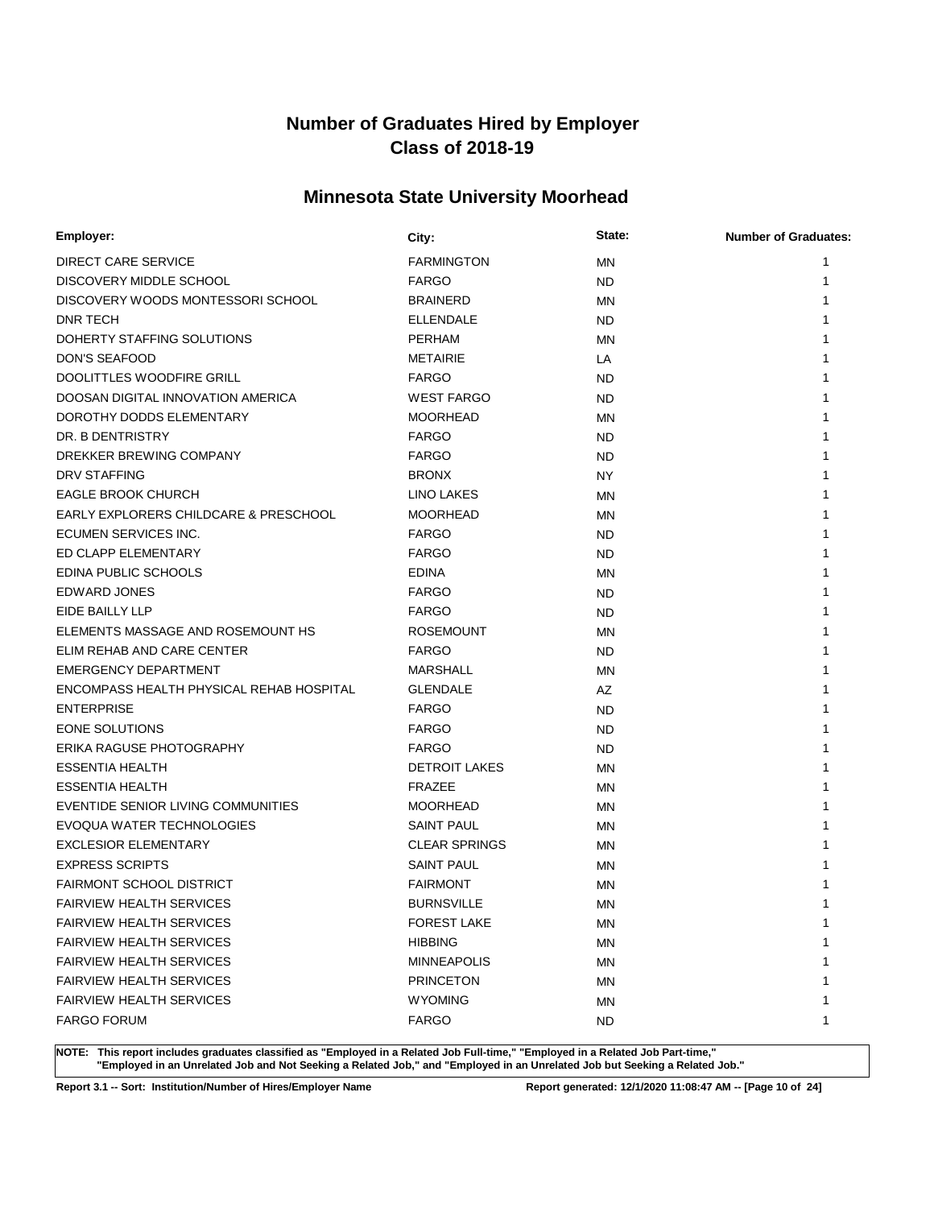# Number of Graduates Hired by Employer
# Class of 2018-19

## Minnesota State University Moorhead

| Employer: | City: | State: | Number of Graduates: |
|---|---|---|---|
| DIRECT CARE SERVICE | FARMINGTON | MN | 1 |
| DISCOVERY MIDDLE SCHOOL | FARGO | ND | 1 |
| DISCOVERY WOODS MONTESSORI SCHOOL | BRAINERD | MN | 1 |
| DNR TECH | ELLENDALE | ND | 1 |
| DOHERTY STAFFING SOLUTIONS | PERHAM | MN | 1 |
| DON'S SEAFOOD | METAIRIE | LA | 1 |
| DOOLITTLES WOODFIRE GRILL | FARGO | ND | 1 |
| DOOSAN DIGITAL INNOVATION AMERICA | WEST FARGO | ND | 1 |
| DOROTHY DODDS ELEMENTARY | MOORHEAD | MN | 1 |
| DR. B DENTRISTRY | FARGO | ND | 1 |
| DREKKER BREWING COMPANY | FARGO | ND | 1 |
| DRV STAFFING | BRONX | NY | 1 |
| EAGLE BROOK CHURCH | LINO LAKES | MN | 1 |
| EARLY EXPLORERS CHILDCARE & PRESCHOOL | MOORHEAD | MN | 1 |
| ECUMEN SERVICES INC. | FARGO | ND | 1 |
| ED CLAPP ELEMENTARY | FARGO | ND | 1 |
| EDINA PUBLIC SCHOOLS | EDINA | MN | 1 |
| EDWARD JONES | FARGO | ND | 1 |
| EIDE BAILLY LLP | FARGO | ND | 1 |
| ELEMENTS MASSAGE AND ROSEMOUNT HS | ROSEMOUNT | MN | 1 |
| ELIM REHAB AND CARE CENTER | FARGO | ND | 1 |
| EMERGENCY DEPARTMENT | MARSHALL | MN | 1 |
| ENCOMPASS HEALTH PHYSICAL REHAB HOSPITAL | GLENDALE | AZ | 1 |
| ENTERPRISE | FARGO | ND | 1 |
| EONE SOLUTIONS | FARGO | ND | 1 |
| ERIKA RAGUSE PHOTOGRAPHY | FARGO | ND | 1 |
| ESSENTIA HEALTH | DETROIT LAKES | MN | 1 |
| ESSENTIA HEALTH | FRAZEE | MN | 1 |
| EVENTIDE SENIOR LIVING COMMUNITIES | MOORHEAD | MN | 1 |
| EVOQUA WATER TECHNOLOGIES | SAINT PAUL | MN | 1 |
| EXCLESIOR ELEMENTARY | CLEAR SPRINGS | MN | 1 |
| EXPRESS SCRIPTS | SAINT PAUL | MN | 1 |
| FAIRMONT SCHOOL DISTRICT | FAIRMONT | MN | 1 |
| FAIRVIEW HEALTH SERVICES | BURNSVILLE | MN | 1 |
| FAIRVIEW HEALTH SERVICES | FOREST LAKE | MN | 1 |
| FAIRVIEW HEALTH SERVICES | HIBBING | MN | 1 |
| FAIRVIEW HEALTH SERVICES | MINNEAPOLIS | MN | 1 |
| FAIRVIEW HEALTH SERVICES | PRINCETON | MN | 1 |
| FAIRVIEW HEALTH SERVICES | WYOMING | MN | 1 |
| FARGO FORUM | FARGO | ND | 1 |

**NOTE: This report includes graduates classified as "Employed in a Related Job Full-time," "Employed in a Related Job Part-time," "Employed in an Unrelated Job and Not Seeking a Related Job," and "Employed in an Unrelated Job but Seeking a Related Job."**

**Report 3.1 -- Sort: Institution/Number of Hires/Employer Name**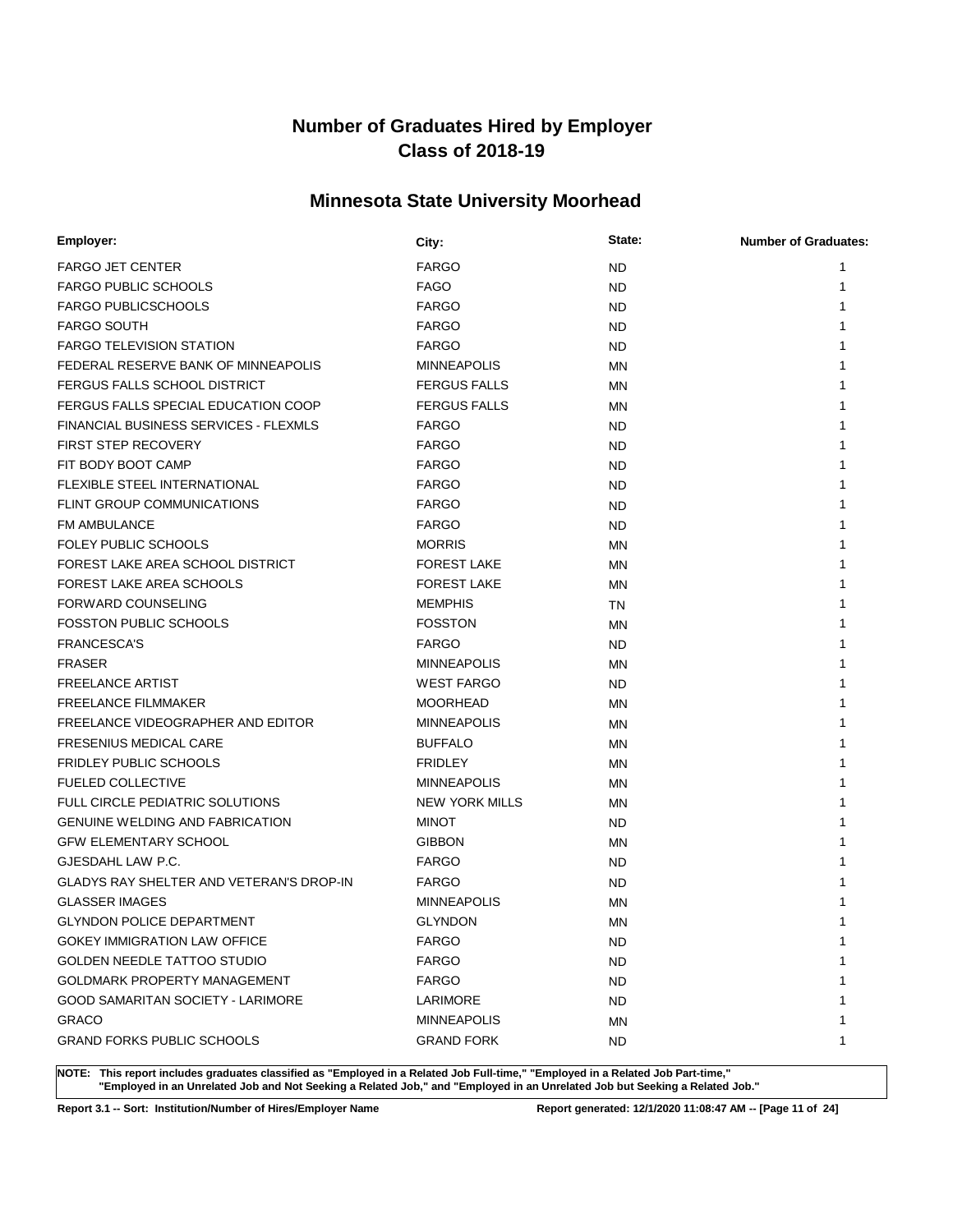# Number of Graduates Hired by Employer
# Class of 2018-19

## Minnesota State University Moorhead

| Employer: | City: | State: | Number of Graduates: |
|---|---|---|---|
| FARGO JET CENTER | FARGO | ND | 1 |
| FARGO PUBLIC SCHOOLS | FAGO | ND | 1 |
| FARGO PUBLICSCHOOLS | FARGO | ND | 1 |
| FARGO SOUTH | FARGO | ND | 1 |
| FARGO TELEVISION STATION | FARGO | ND | 1 |
| FEDERAL RESERVE BANK OF MINNEAPOLIS | MINNEAPOLIS | MN | 1 |
| FERGUS FALLS SCHOOL DISTRICT | FERGUS FALLS | MN | 1 |
| FERGUS FALLS SPECIAL EDUCATION COOP | FERGUS FALLS | MN | 1 |
| FINANCIAL BUSINESS SERVICES - FLEXMLS | FARGO | ND | 1 |
| FIRST STEP RECOVERY | FARGO | ND | 1 |
| FIT BODY BOOT CAMP | FARGO | ND | 1 |
| FLEXIBLE STEEL INTERNATIONAL | FARGO | ND | 1 |
| FLINT GROUP COMMUNICATIONS | FARGO | ND | 1 |
| FM AMBULANCE | FARGO | ND | 1 |
| FOLEY PUBLIC SCHOOLS | MORRIS | MN | 1 |
| FOREST LAKE AREA SCHOOL DISTRICT | FOREST LAKE | MN | 1 |
| FOREST LAKE AREA SCHOOLS | FOREST LAKE | MN | 1 |
| FORWARD COUNSELING | MEMPHIS | TN | 1 |
| FOSSTON PUBLIC SCHOOLS | FOSSTON | MN | 1 |
| FRANCESCA'S | FARGO | ND | 1 |
| FRASER | MINNEAPOLIS | MN | 1 |
| FREELANCE ARTIST | WEST FARGO | ND | 1 |
| FREELANCE FILMMAKER | MOORHEAD | MN | 1 |
| FREELANCE VIDEOGRAPHER AND EDITOR | MINNEAPOLIS | MN | 1 |
| FRESENIUS MEDICAL CARE | BUFFALO | MN | 1 |
| FRIDLEY PUBLIC SCHOOLS | FRIDLEY | MN | 1 |
| FUELED COLLECTIVE | MINNEAPOLIS | MN | 1 |
| FULL CIRCLE PEDIATRIC SOLUTIONS | NEW YORK MILLS | MN | 1 |
| GENUINE WELDING AND FABRICATION | MINOT | ND | 1 |
| GFW ELEMENTARY SCHOOL | GIBBON | MN | 1 |
| GJESDAHL LAW P.C. | FARGO | ND | 1 |
| GLADYS RAY SHELTER AND VETERAN'S DROP-IN | FARGO | ND | 1 |
| GLASSER IMAGES | MINNEAPOLIS | MN | 1 |
| GLYNDON POLICE DEPARTMENT | GLYNDON | MN | 1 |
| GOKEY IMMIGRATION LAW OFFICE | FARGO | ND | 1 |
| GOLDEN NEEDLE TATTOO STUDIO | FARGO | ND | 1 |
| GOLDMARK PROPERTY MANAGEMENT | FARGO | ND | 1 |
| GOOD SAMARITAN SOCIETY - LARIMORE | LARIMORE | ND | 1 |
| GRACO | MINNEAPOLIS | MN | 1 |
| GRAND FORKS PUBLIC SCHOOLS | GRAND FORK | ND | 1 |

**NOTE: This report includes graduates classified as "Employed in a Related Job Full-time," "Employed in a Related Job Part-time," "Employed in an Unrelated Job and Not Seeking a Related Job," and "Employed in an Unrelated Job but Seeking a Related Job."**

**Report 3.1 -- Sort: Institution/Number of Hires/Employer Name** **Report generated: 12/1/2020 11:08:47 AM**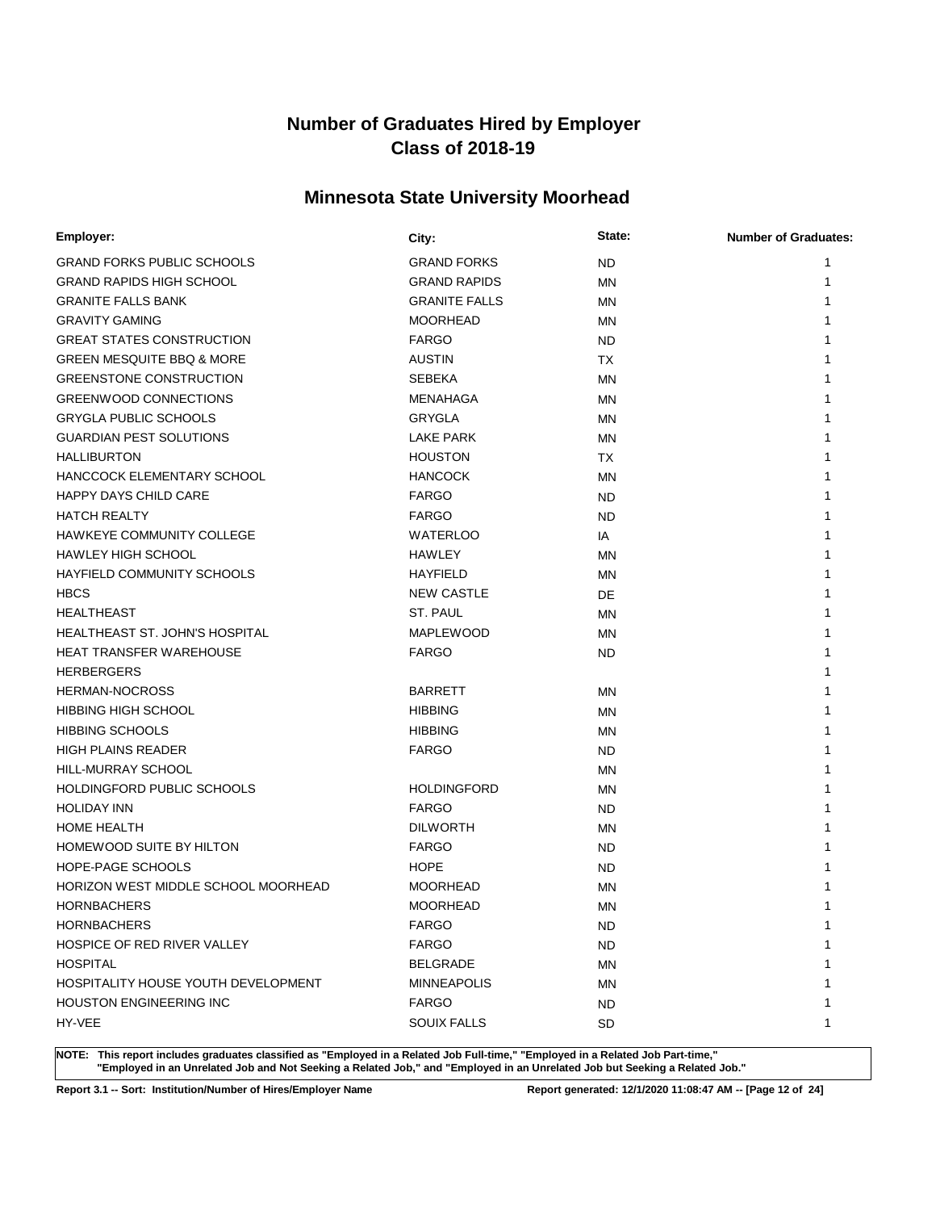# Number of Graduates Hired by Employer
# Class of 2018-19

## Minnesota State University Moorhead

| Employer: | City: | State: | Number of Graduates: |
|---|---|---|---|
| GRAND FORKS PUBLIC SCHOOLS | GRAND FORKS | ND | 1 |
| GRAND RAPIDS HIGH SCHOOL | GRAND RAPIDS | MN | 1 |
| GRANITE FALLS BANK | GRANITE FALLS | MN | 1 |
| GRAVITY GAMING | MOORHEAD | MN | 1 |
| GREAT STATES CONSTRUCTION | FARGO | ND | 1 |
| GREEN MESQUITE BBQ & MORE | AUSTIN | TX | 1 |
| GREENSTONE CONSTRUCTION | SEBEKA | MN | 1 |
| GREENWOOD CONNECTIONS | MENAHAGA | MN | 1 |
| GRYGLA PUBLIC SCHOOLS | GRYGLA | MN | 1 |
| GUARDIAN PEST SOLUTIONS | LAKE PARK | MN | 1 |
| HALLIBURTON | HOUSTON | TX | 1 |
| HANCCOCK ELEMENTARY SCHOOL | HANCOCK | MN | 1 |
| HAPPY DAYS CHILD CARE | FARGO | ND | 1 |
| HATCH REALTY | FARGO | ND | 1 |
| HAWKEYE COMMUNITY COLLEGE | WATERLOO | IA | 1 |
| HAWLEY HIGH SCHOOL | HAWLEY | MN | 1 |
| HAYFIELD COMMUNITY SCHOOLS | HAYFIELD | MN | 1 |
| HBCS | NEW CASTLE | DE | 1 |
| HEALTHEAST | ST. PAUL | MN | 1 |
| HEALTHEAST ST. JOHN'S HOSPITAL | MAPLEWOOD | MN | 1 |
| HEAT TRANSFER WAREHOUSE | FARGO | ND | 1 |
| HERBERGERS | | | 1 |
| HERMAN-NOCROSS | BARRETT | MN | 1 |
| HIBBING HIGH SCHOOL | HIBBING | MN | 1 |
| HIBBING SCHOOLS | HIBBING | MN | 1 |
| HIGH PLAINS READER | FARGO | ND | 1 |
| HILL-MURRAY SCHOOL | | MN | 1 |
| HOLDINGFORD PUBLIC SCHOOLS | HOLDINGFORD | MN | 1 |
| HOLIDAY INN | FARGO | ND | 1 |
| HOME HEALTH | DILWORTH | MN | 1 |
| HOMEWOOD SUITE BY HILTON | FARGO | ND | 1 |
| HOPE-PAGE SCHOOLS | HOPE | ND | 1 |
| HORIZON WEST MIDDLE SCHOOL MOORHEAD | MOORHEAD | MN | 1 |
| HORNBACHERS | MOORHEAD | MN | 1 |
| HORNBACHERS | FARGO | ND | 1 |
| HOSPICE OF RED RIVER VALLEY | FARGO | ND | 1 |
| HOSPITAL | BELGRADE | MN | 1 |
| HOSPITALITY HOUSE YOUTH DEVELOPMENT | MINNEAPOLIS | MN | 1 |
| HOUSTON ENGINEERING INC | FARGO | ND | 1 |
| HY-VEE | SOUIX FALLS | SD | 1 |

**NOTE: This report includes graduates classified as "Employed in a Related Job Full-time," "Employed in a Related Job Part-time," "Employed in an Unrelated Job and Not Seeking a Related Job," and "Employed in an Unrelated Job but Seeking a Related Job."**

**Report 3.1 -- Sort: Institution/Number of Hires/Employer Name** **Report generated: 12/1/2020 11:08:47 AM**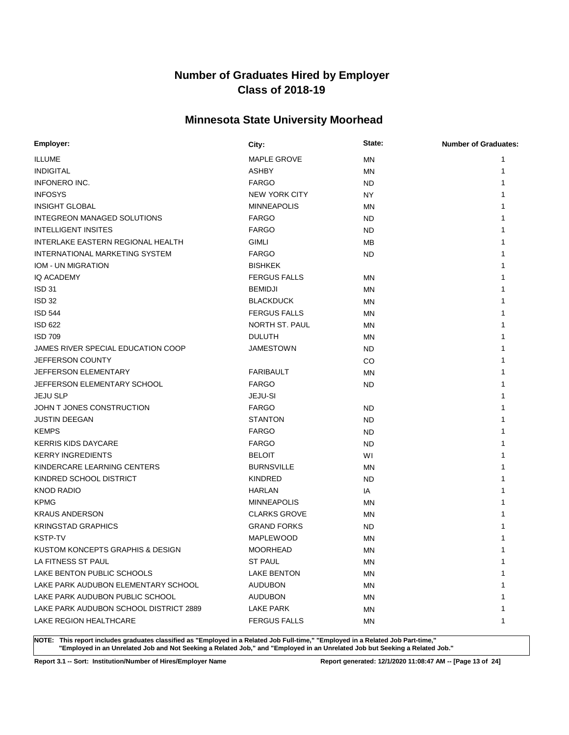# Number of Graduates Hired by Employer
# Class of 2018-19

## Minnesota State University Moorhead

| Employer: | City: | State: | Number of Graduates: |
|---|---|---|---|
| ILLUME | MAPLE GROVE | MN | 1 |
| INDIGITAL | ASHBY | MN | 1 |
| INFONERO INC. | FARGO | ND | 1 |
| INFOSYS | NEW YORK CITY | NY | 1 |
| INSIGHT GLOBAL | MINNEAPOLIS | MN | 1 |
| INTEGREON MANAGED SOLUTIONS | FARGO | ND | 1 |
| INTELLIGENT INSITES | FARGO | ND | 1 |
| INTERLAKE EASTERN REGIONAL HEALTH | GIMLI | MB | 1 |
| INTERNATIONAL MARKETING SYSTEM | FARGO | ND | 1 |
| IOM - UN MIGRATION | BISHKEK | | 1 |
| IQ ACADEMY | FERGUS FALLS | MN | 1 |
| ISD 31 | BEMIDJI | MN | 1 |
| ISD 32 | BLACKDUCK | MN | 1 |
| ISD 544 | FERGUS FALLS | MN | 1 |
| ISD 622 | NORTH ST. PAUL | MN | 1 |
| ISD 709 | DULUTH | MN | 1 |
| JAMES RIVER SPECIAL EDUCATION COOP | JAMESTOWN | ND | 1 |
| JEFFERSON COUNTY | | CO | 1 |
| JEFFERSON ELEMENTARY | FARIBAULT | MN | 1 |
| JEFFERSON ELEMENTARY SCHOOL | FARGO | ND | 1 |
| JEJU SLP | JEJU-SI | | 1 |
| JOHN T JONES CONSTRUCTION | FARGO | ND | 1 |
| JUSTIN DEEGAN | STANTON | ND | 1 |
| KEMPS | FARGO | ND | 1 |
| KERRIS KIDS DAYCARE | FARGO | ND | 1 |
| KERRY INGREDIENTS | BELOIT | WI | 1 |
| KINDERCARE LEARNING CENTERS | BURNSVILLE | MN | 1 |
| KINDRED SCHOOL DISTRICT | KINDRED | ND | 1 |
| KNOD RADIO | HARLAN | IA | 1 |
| KPMG | MINNEAPOLIS | MN | 1 |
| KRAUS ANDERSON | CLARKS GROVE | MN | 1 |
| KRINGSTAD GRAPHICS | GRAND FORKS | ND | 1 |
| KSTP-TV | MAPLEWOOD | MN | 1 |
| KUSTOM KONCEPTS GRAPHIS & DESIGN | MOORHEAD | MN | 1 |
| LA FITNESS ST PAUL | ST PAUL | MN | 1 |
| LAKE BENTON PUBLIC SCHOOLS | LAKE BENTON | MN | 1 |
| LAKE PARK AUDUBON ELEMENTARY SCHOOL | AUDUBON | MN | 1 |
| LAKE PARK AUDUBON PUBLIC SCHOOL | AUDUBON | MN | 1 |
| LAKE PARK AUDUBON SCHOOL DISTRICT 2889 | LAKE PARK | MN | 1 |
| LAKE REGION HEALTHCARE | FERGUS FALLS | MN | 1 |

**NOTE: This report includes graduates classified as "Employed in a Related Job Full-time," "Employed in a Related Job Part-time," "Employed in an Unrelated Job and Not Seeking a Related Job," and "Employed in an Unrelated Job but Seeking a Related Job."**

**Report 3.1 -- Sort: Institution/Number of Hires/Employer Name** **Report generated: 12/1/2020 11:08:47 AM**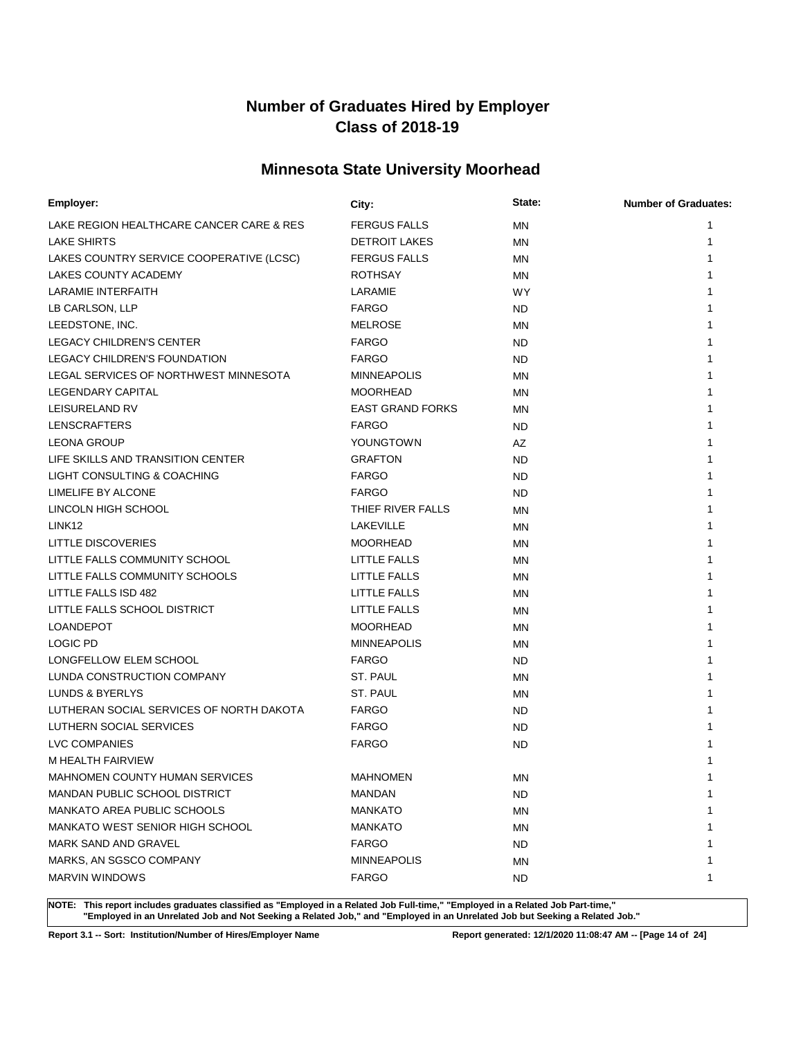# Number of Graduates Hired by Employer
# Class of 2018-19

## Minnesota State University Moorhead

| Employer: | City: | State: | Number of Graduates: |
|---|---|---|---|
| LAKE REGION HEALTHCARE CANCER CARE & RES | FERGUS FALLS | MN | 1 |
| LAKE SHIRTS | DETROIT LAKES | MN | 1 |
| LAKES COUNTRY SERVICE COOPERATIVE (LCSC) | FERGUS FALLS | MN | 1 |
| LAKES COUNTY ACADEMY | ROTHSAY | MN | 1 |
| LARAMIE INTERFAITH | LARAMIE | WY | 1 |
| LB CARLSON, LLP | FARGO | ND | 1 |
| LEEDSTONE, INC. | MELROSE | MN | 1 |
| LEGACY CHILDREN'S CENTER | FARGO | ND | 1 |
| LEGACY CHILDREN'S FOUNDATION | FARGO | ND | 1 |
| LEGAL SERVICES OF NORTHWEST MINNESOTA | MINNEAPOLIS | MN | 1 |
| LEGENDARY CAPITAL | MOORHEAD | MN | 1 |
| LEISURELAND RV | EAST GRAND FORKS | MN | 1 |
| LENSCRAFTERS | FARGO | ND | 1 |
| LEONA GROUP | YOUNGTOWN | AZ | 1 |
| LIFE SKILLS AND TRANSITION CENTER | GRAFTON | ND | 1 |
| LIGHT CONSULTING & COACHING | FARGO | ND | 1 |
| LIMELIFE BY ALCONE | FARGO | ND | 1 |
| LINCOLN HIGH SCHOOL | THIEF RIVER FALLS | MN | 1 |
| LINK12 | LAKEVILLE | MN | 1 |
| LITTLE DISCOVERIES | MOORHEAD | MN | 1 |
| LITTLE FALLS COMMUNITY SCHOOL | LITTLE FALLS | MN | 1 |
| LITTLE FALLS COMMUNITY SCHOOLS | LITTLE FALLS | MN | 1 |
| LITTLE FALLS ISD 482 | LITTLE FALLS | MN | 1 |
| LITTLE FALLS SCHOOL DISTRICT | LITTLE FALLS | MN | 1 |
| LOANDEPOT | MOORHEAD | MN | 1 |
| LOGIC PD | MINNEAPOLIS | MN | 1 |
| LONGFELLOW ELEM SCHOOL | FARGO | ND | 1 |
| LUNDA CONSTRUCTION COMPANY | ST. PAUL | MN | 1 |
| LUNDS & BYERLYS | ST. PAUL | MN | 1 |
| LUTHERAN SOCIAL SERVICES OF NORTH DAKOTA | FARGO | ND | 1 |
| LUTHERN SOCIAL SERVICES | FARGO | ND | 1 |
| LVC COMPANIES | FARGO | ND | 1 |
| M HEALTH FAIRVIEW | | | 1 |
| MAHNOMEN COUNTY HUMAN SERVICES | MAHNOMEN | MN | 1 |
| MANDAN PUBLIC SCHOOL DISTRICT | MANDAN | ND | 1 |
| MANKATO AREA PUBLIC SCHOOLS | MANKATO | MN | 1 |
| MANKATO WEST SENIOR HIGH SCHOOL | MANKATO | MN | 1 |
| MARK SAND AND GRAVEL | FARGO | ND | 1 |
| MARKS, AN SGSCO COMPANY | MINNEAPOLIS | MN | 1 |
| MARVIN WINDOWS | FARGO | ND | 1 |

**NOTE: This report includes graduates classified as "Employed in a Related Job Full-time," "Employed in a Related Job Part-time," "Employed in an Unrelated Job and Not Seeking a Related Job," and "Employed in an Unrelated Job but Seeking a Related Job."**

**Report 3.1 -- Sort: Institution/Number of Hires/Employer Name** **Report generated: 12/1/2020 11:08:47 AM**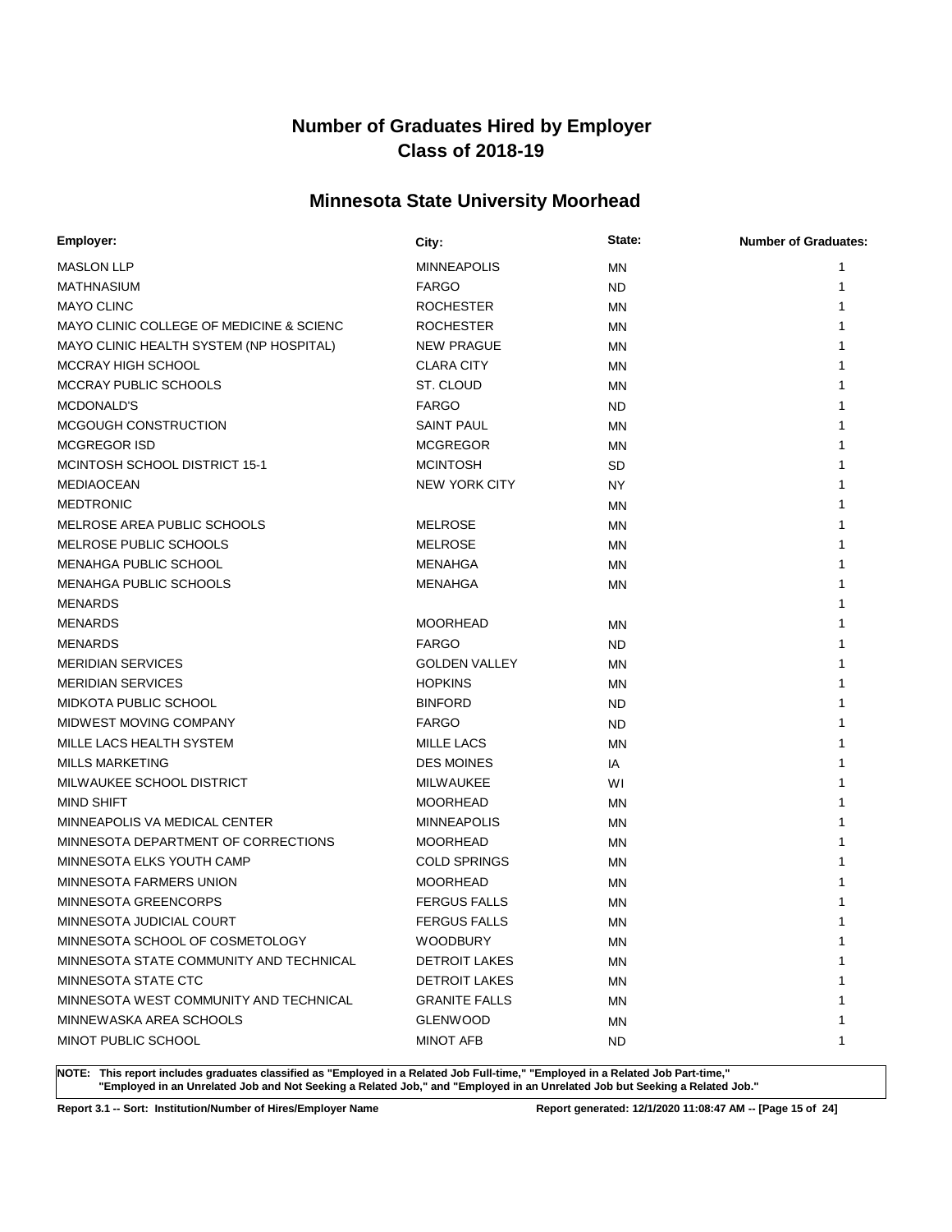# Number of Graduates Hired by Employer
# Class of 2018-19

## Minnesota State University Moorhead

| Employer: | City: | State: | Number of Graduates: |
|---|---|---|---|
| MASLON LLP | MINNEAPOLIS | MN | 1 |
| MATHNASIUM | FARGO | ND | 1 |
| MAYO CLINC | ROCHESTER | MN | 1 |
| MAYO CLINIC COLLEGE OF MEDICINE & SCIENC | ROCHESTER | MN | 1 |
| MAYO CLINIC HEALTH SYSTEM (NP HOSPITAL) | NEW PRAGUE | MN | 1 |
| MCCRAY HIGH SCHOOL | CLARA CITY | MN | 1 |
| MCCRAY PUBLIC SCHOOLS | ST. CLOUD | MN | 1 |
| MCDONALD'S | FARGO | ND | 1 |
| MCGOUGH CONSTRUCTION | SAINT PAUL | MN | 1 |
| MCGREGOR ISD | MCGREGOR | MN | 1 |
| MCINTOSH SCHOOL DISTRICT 15-1 | MCINTOSH | SD | 1 |
| MEDIAOCEAN | NEW YORK CITY | NY | 1 |
| MEDTRONIC | | MN | 1 |
| MELROSE AREA PUBLIC SCHOOLS | MELROSE | MN | 1 |
| MELROSE PUBLIC SCHOOLS | MELROSE | MN | 1 |
| MENAHGA PUBLIC SCHOOL | MENAHGA | MN | 1 |
| MENAHGA PUBLIC SCHOOLS | MENAHGA | MN | 1 |
| MENARDS | | | 1 |
| MENARDS | MOORHEAD | MN | 1 |
| MENARDS | FARGO | ND | 1 |
| MERIDIAN SERVICES | GOLDEN VALLEY | MN | 1 |
| MERIDIAN SERVICES | HOPKINS | MN | 1 |
| MIDKOTA PUBLIC SCHOOL | BINFORD | ND | 1 |
| MIDWEST MOVING COMPANY | FARGO | ND | 1 |
| MILLE LACS HEALTH SYSTEM | MILLE LACS | MN | 1 |
| MILLS MARKETING | DES MOINES | IA | 1 |
| MILWAUKEE SCHOOL DISTRICT | MILWAUKEE | WI | 1 |
| MIND SHIFT | MOORHEAD | MN | 1 |
| MINNEAPOLIS VA MEDICAL CENTER | MINNEAPOLIS | MN | 1 |
| MINNESOTA DEPARTMENT OF CORRECTIONS | MOORHEAD | MN | 1 |
| MINNESOTA ELKS YOUTH CAMP | COLD SPRINGS | MN | 1 |
| MINNESOTA FARMERS UNION | MOORHEAD | MN | 1 |
| MINNESOTA GREENCORPS | FERGUS FALLS | MN | 1 |
| MINNESOTA JUDICIAL COURT | FERGUS FALLS | MN | 1 |
| MINNESOTA SCHOOL OF COSMETOLOGY | WOODBURY | MN | 1 |
| MINNESOTA STATE COMMUNITY AND TECHNICAL | DETROIT LAKES | MN | 1 |
| MINNESOTA STATE CTC | DETROIT LAKES | MN | 1 |
| MINNESOTA WEST COMMUNITY AND TECHNICAL | GRANITE FALLS | MN | 1 |
| MINNEWASKA AREA SCHOOLS | GLENWOOD | MN | 1 |
| MINOT PUBLIC SCHOOL | MINOT AFB | ND | 1 |

**NOTE: This report includes graduates classified as "Employed in a Related Job Full-time," "Employed in a Related Job Part-time," "Employed in an Unrelated Job and Not Seeking a Related Job," and "Employed in an Unrelated Job but Seeking a Related Job."**

**Report 3.1 -- Sort: Institution/Number of Hires/Employer Name** **Report generated: 12/1/2020 11:08:47 AM**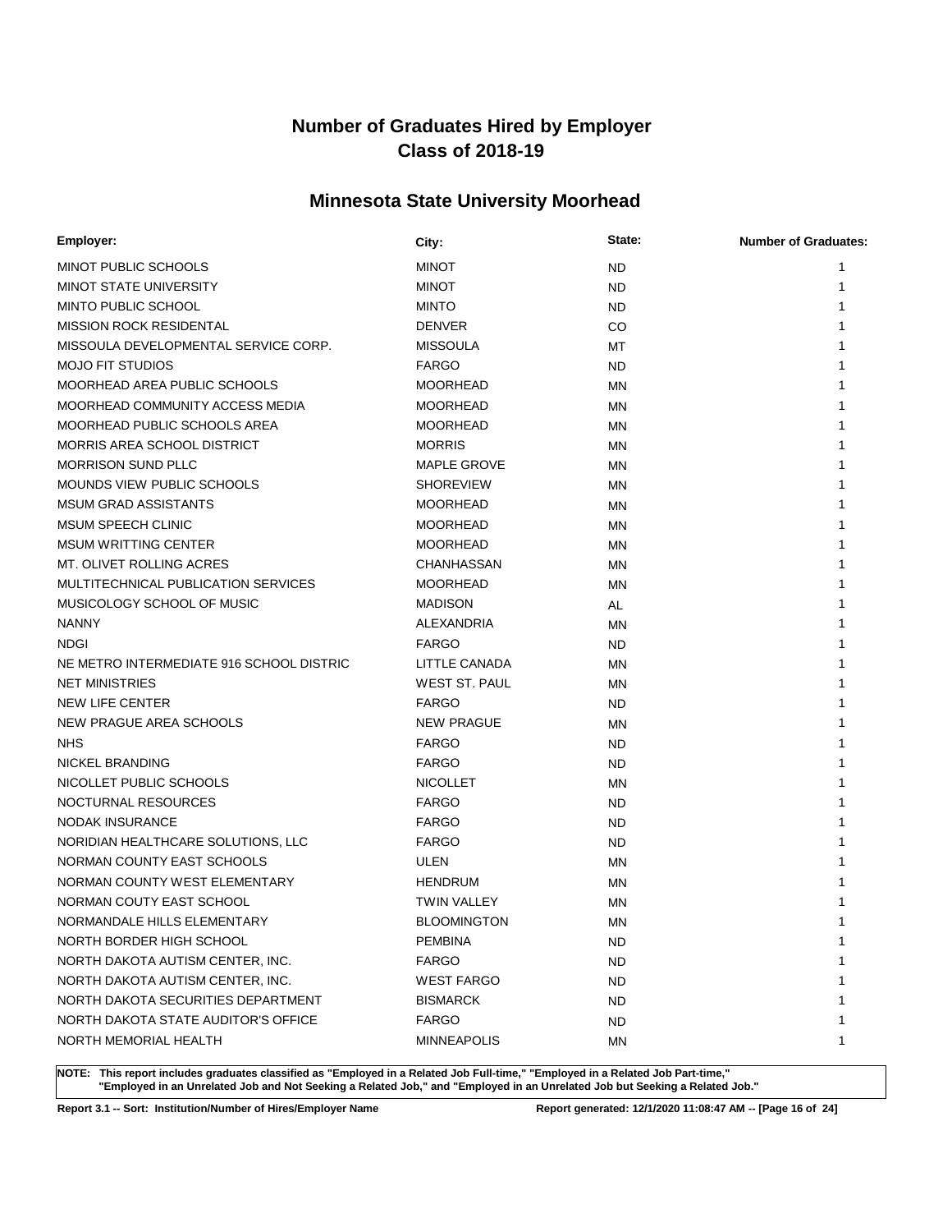# Number of Graduates Hired by Employer
# Class of 2018-19

## Minnesota State University Moorhead

| Employer: | City: | State: | Number of Graduates: |
|---|---|---|---|
| MINOT PUBLIC SCHOOLS | MINOT | ND | 1 |
| MINOT STATE UNIVERSITY | MINOT | ND | 1 |
| MINTO PUBLIC SCHOOL | MINTO | ND | 1 |
| MISSION ROCK RESIDENTAL | DENVER | CO | 1 |
| MISSOULA DEVELOPMENTAL SERVICE CORP. | MISSOULA | MT | 1 |
| MOJO FIT STUDIOS | FARGO | ND | 1 |
| MOORHEAD AREA PUBLIC SCHOOLS | MOORHEAD | MN | 1 |
| MOORHEAD COMMUNITY ACCESS MEDIA | MOORHEAD | MN | 1 |
| MOORHEAD PUBLIC SCHOOLS AREA | MOORHEAD | MN | 1 |
| MORRIS AREA SCHOOL DISTRICT | MORRIS | MN | 1 |
| MORRISON SUND PLLC | MAPLE GROVE | MN | 1 |
| MOUNDS VIEW PUBLIC SCHOOLS | SHOREVIEW | MN | 1 |
| MSUM GRAD ASSISTANTS | MOORHEAD | MN | 1 |
| MSUM SPEECH CLINIC | MOORHEAD | MN | 1 |
| MSUM WRITTING CENTER | MOORHEAD | MN | 1 |
| MT. OLIVET ROLLING ACRES | CHANHASSAN | MN | 1 |
| MULTITECHNICAL PUBLICATION SERVICES | MOORHEAD | MN | 1 |
| MUSICOLOGY SCHOOL OF MUSIC | MADISON | AL | 1 |
| NANNY | ALEXANDRIA | MN | 1 |
| NDGI | FARGO | ND | 1 |
| NE METRO INTERMEDIATE 916 SCHOOL DISTRIC | LITTLE CANADA | MN | 1 |
| NET MINISTRIES | WEST ST. PAUL | MN | 1 |
| NEW LIFE CENTER | FARGO | ND | 1 |
| NEW PRAGUE AREA SCHOOLS | NEW PRAGUE | MN | 1 |
| NHS | FARGO | ND | 1 |
| NICKEL BRANDING | FARGO | ND | 1 |
| NICOLLET PUBLIC SCHOOLS | NICOLLET | MN | 1 |
| NOCTURNAL RESOURCES | FARGO | ND | 1 |
| NODAK INSURANCE | FARGO | ND | 1 |
| NORIDIAN HEALTHCARE SOLUTIONS, LLC | FARGO | ND | 1 |
| NORMAN COUNTY EAST SCHOOLS | ULEN | MN | 1 |
| NORMAN COUNTY WEST ELEMENTARY | HENDRUM | MN | 1 |
| NORMAN COUTY EAST SCHOOL | TWIN VALLEY | MN | 1 |
| NORMANDALE HILLS ELEMENTARY | BLOOMINGTON | MN | 1 |
| NORTH BORDER HIGH SCHOOL | PEMBINA | ND | 1 |
| NORTH DAKOTA AUTISM CENTER, INC. | FARGO | ND | 1 |
| NORTH DAKOTA AUTISM CENTER, INC. | WEST FARGO | ND | 1 |
| NORTH DAKOTA SECURITIES DEPARTMENT | BISMARCK | ND | 1 |
| NORTH DAKOTA STATE AUDITOR'S OFFICE | FARGO | ND | 1 |
| NORTH MEMORIAL HEALTH | MINNEAPOLIS | MN | 1 |

**NOTE: This report includes graduates classified as "Employed in a Related Job Full-time," "Employed in a Related Job Part-time," "Employed in an Unrelated Job and Not Seeking a Related Job," and "Employed in an Unrelated Job but Seeking a Related Job."**

**Report 3.1 -- Sort: Institution/Number of Hires/Employer Name** **Report generated: 12/1/2020 11:08:47 AM**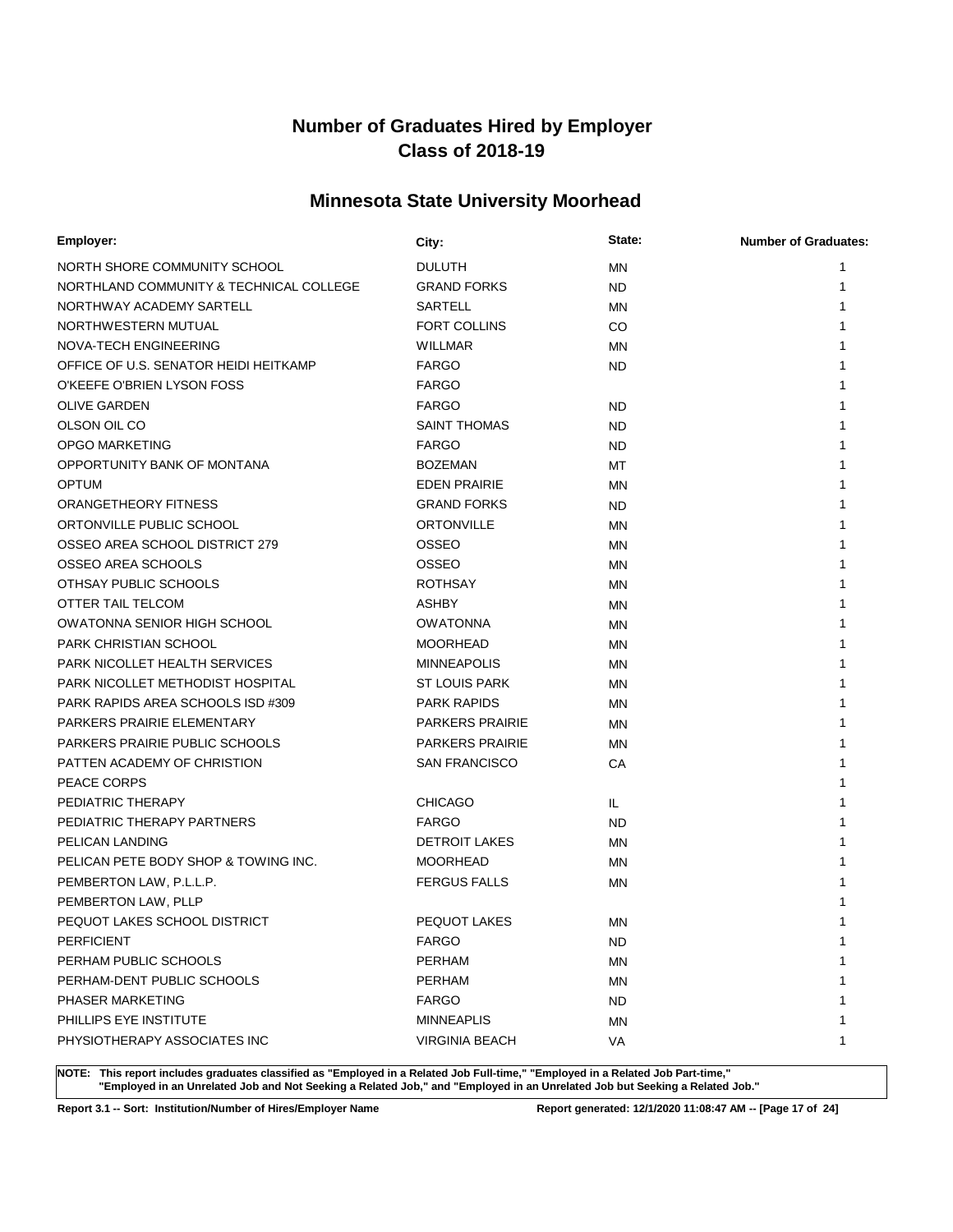# Number of Graduates Hired by Employer
# Class of 2018-19

## Minnesota State University Moorhead

| Employer: | City: | State: | Number of Graduates: |
|---|---|---|---|
| NORTH SHORE COMMUNITY SCHOOL | DULUTH | MN | 1 |
| NORTHLAND COMMUNITY & TECHNICAL COLLEGE | GRAND FORKS | ND | 1 |
| NORTHWAY ACADEMY SARTELL | SARTELL | MN | 1 |
| NORTHWESTERN MUTUAL | FORT COLLINS | CO | 1 |
| NOVA-TECH ENGINEERING | WILLMAR | MN | 1 |
| OFFICE OF U.S. SENATOR HEIDI HEITKAMP | FARGO | ND | 1 |
| O'KEEFE O'BRIEN LYSON FOSS | FARGO | | 1 |
| OLIVE GARDEN | FARGO | ND | 1 |
| OLSON OIL CO | SAINT THOMAS | ND | 1 |
| OPGO MARKETING | FARGO | ND | 1 |
| OPPORTUNITY BANK OF MONTANA | BOZEMAN | MT | 1 |
| OPTUM | EDEN PRAIRIE | MN | 1 |
| ORANGETHEORY FITNESS | GRAND FORKS | ND | 1 |
| ORTONVILLE PUBLIC SCHOOL | ORTONVILLE | MN | 1 |
| OSSEO AREA SCHOOL DISTRICT 279 | OSSEO | MN | 1 |
| OSSEO AREA SCHOOLS | OSSEO | MN | 1 |
| OTHSAY PUBLIC SCHOOLS | ROTHSAY | MN | 1 |
| OTTER TAIL TELCOM | ASHBY | MN | 1 |
| OWATONNA SENIOR HIGH SCHOOL | OWATONNA | MN | 1 |
| PARK CHRISTIAN SCHOOL | MOORHEAD | MN | 1 |
| PARK NICOLLET HEALTH SERVICES | MINNEAPOLIS | MN | 1 |
| PARK NICOLLET METHODIST HOSPITAL | ST LOUIS PARK | MN | 1 |
| PARK RAPIDS AREA SCHOOLS ISD #309 | PARK RAPIDS | MN | 1 |
| PARKERS PRAIRIE ELEMENTARY | PARKERS PRAIRIE | MN | 1 |
| PARKERS PRAIRIE PUBLIC SCHOOLS | PARKERS PRAIRIE | MN | 1 |
| PATTEN ACADEMY OF CHRISTION | SAN FRANCISCO | CA | 1 |
| PEACE CORPS | | | 1 |
| PEDIATRIC THERAPY | CHICAGO | IL | 1 |
| PEDIATRIC THERAPY PARTNERS | FARGO | ND | 1 |
| PELICAN LANDING | DETROIT LAKES | MN | 1 |
| PELICAN PETE BODY SHOP & TOWING INC. | MOORHEAD | MN | 1 |
| PEMBERTON LAW, P.L.L.P. | FERGUS FALLS | MN | 1 |
| PEMBERTON LAW, PLLP | | | 1 |
| PEQUOT LAKES SCHOOL DISTRICT | PEQUOT LAKES | MN | 1 |
| PERFICIENT | FARGO | ND | 1 |
| PERHAM PUBLIC SCHOOLS | PERHAM | MN | 1 |
| PERHAM-DENT PUBLIC SCHOOLS | PERHAM | MN | 1 |
| PHASER MARKETING | FARGO | ND | 1 |
| PHILLIPS EYE INSTITUTE | MINNEAPLIS | MN | 1 |
| PHYSIOTHERAPY ASSOCIATES INC | VIRGINIA BEACH | VA | 1 |

**NOTE: This report includes graduates classified as "Employed in a Related Job Full-time," "Employed in a Related Job Part-time," "Employed in an Unrelated Job and Not Seeking a Related Job," and "Employed in an Unrelated Job but Seeking a Related Job."**

**Report 3.1 -- Sort: Institution/Number of Hires/Employer Name**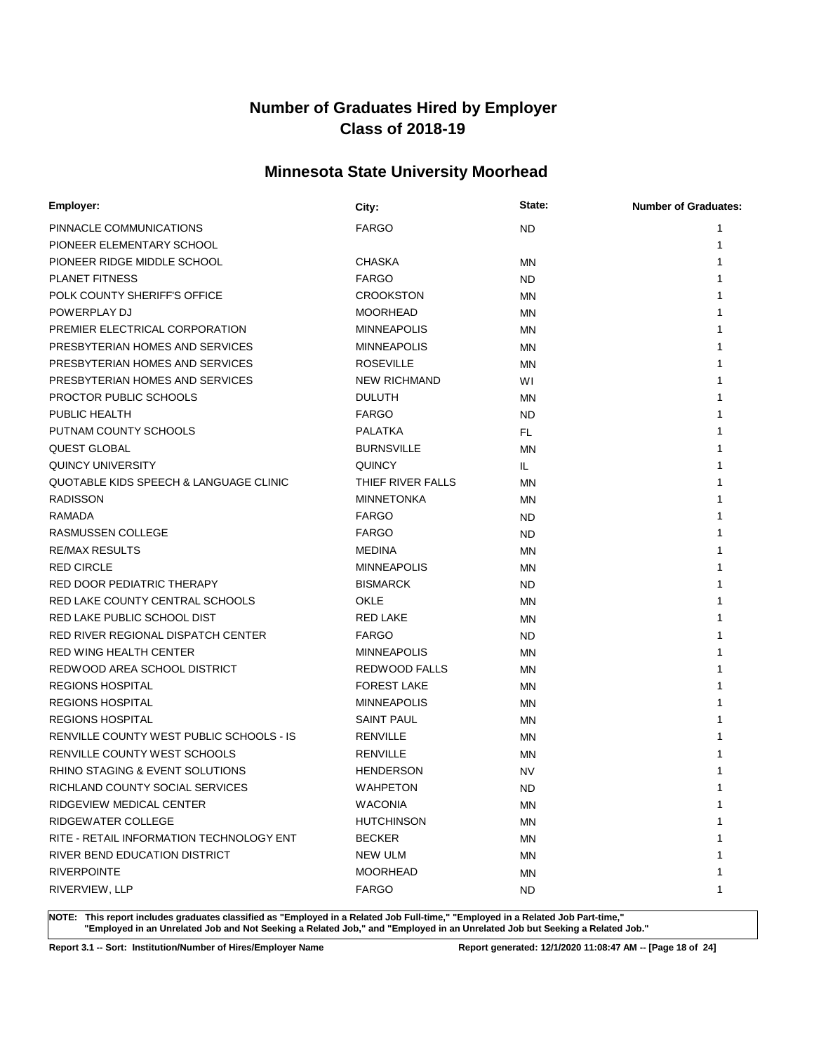# Number of Graduates Hired by Employer
# Class of 2018-19

## Minnesota State University Moorhead

| Employer: | City: | State: | Number of Graduates: |
|---|---|---|---|
| PINNACLE COMMUNICATIONS | FARGO | ND | 1 |
| PIONEER ELEMENTARY SCHOOL | | | 1 |
| PIONEER RIDGE MIDDLE SCHOOL | CHASKA | MN | 1 |
| PLANET FITNESS | FARGO | ND | 1 |
| POLK COUNTY SHERIFF'S OFFICE | CROOKSTON | MN | 1 |
| POWERPLAY DJ | MOORHEAD | MN | 1 |
| PREMIER ELECTRICAL CORPORATION | MINNEAPOLIS | MN | 1 |
| PRESBYTERIAN HOMES AND SERVICES | MINNEAPOLIS | MN | 1 |
| PRESBYTERIAN HOMES AND SERVICES | ROSEVILLE | MN | 1 |
| PRESBYTERIAN HOMES AND SERVICES | NEW RICHMAND | WI | 1 |
| PROCTOR PUBLIC SCHOOLS | DULUTH | MN | 1 |
| PUBLIC HEALTH | FARGO | ND | 1 |
| PUTNAM COUNTY SCHOOLS | PALATKA | FL | 1 |
| QUEST GLOBAL | BURNSVILLE | MN | 1 |
| QUINCY UNIVERSITY | QUINCY | IL | 1 |
| QUOTABLE KIDS SPEECH & LANGUAGE CLINIC | THIEF RIVER FALLS | MN | 1 |
| RADISSON | MINNETONKA | MN | 1 |
| RAMADA | FARGO | ND | 1 |
| RASMUSSEN COLLEGE | FARGO | ND | 1 |
| RE/MAX RESULTS | MEDINA | MN | 1 |
| RED CIRCLE | MINNEAPOLIS | MN | 1 |
| RED DOOR PEDIATRIC THERAPY | BISMARCK | ND | 1 |
| RED LAKE COUNTY CENTRAL SCHOOLS | OKLE | MN | 1 |
| RED LAKE PUBLIC SCHOOL DIST | RED LAKE | MN | 1 |
| RED RIVER REGIONAL DISPATCH CENTER | FARGO | ND | 1 |
| RED WING HEALTH CENTER | MINNEAPOLIS | MN | 1 |
| REDWOOD AREA SCHOOL DISTRICT | REDWOOD FALLS | MN | 1 |
| REGIONS HOSPITAL | FOREST LAKE | MN | 1 |
| REGIONS HOSPITAL | MINNEAPOLIS | MN | 1 |
| REGIONS HOSPITAL | SAINT PAUL | MN | 1 |
| RENVILLE COUNTY WEST PUBLIC SCHOOLS - IS | RENVILLE | MN | 1 |
| RENVILLE COUNTY WEST SCHOOLS | RENVILLE | MN | 1 |
| RHINO STAGING & EVENT SOLUTIONS | HENDERSON | NV | 1 |
| RICHLAND COUNTY SOCIAL SERVICES | WAHPETON | ND | 1 |
| RIDGEVIEW MEDICAL CENTER | WACONIA | MN | 1 |
| RIDGEWATER COLLEGE | HUTCHINSON | MN | 1 |
| RITE - RETAIL INFORMATION TECHNOLOGY ENT | BECKER | MN | 1 |
| RIVER BEND EDUCATION DISTRICT | NEW ULM | MN | 1 |
| RIVERPOINTE | MOORHEAD | MN | 1 |
| RIVERVIEW, LLP | FARGO | ND | 1 |

**NOTE: This report includes graduates classified as "Employed in a Related Job Full-time," "Employed in a Related Job Part-time," "Employed in an Unrelated Job and Not Seeking a Related Job," and "Employed in an Unrelated Job but Seeking a Related Job."**

**Report 3.1 -- Sort: Institution/Number of Hires/Employer Name** **Report generated: 12/1/2020 11:08:47 AM**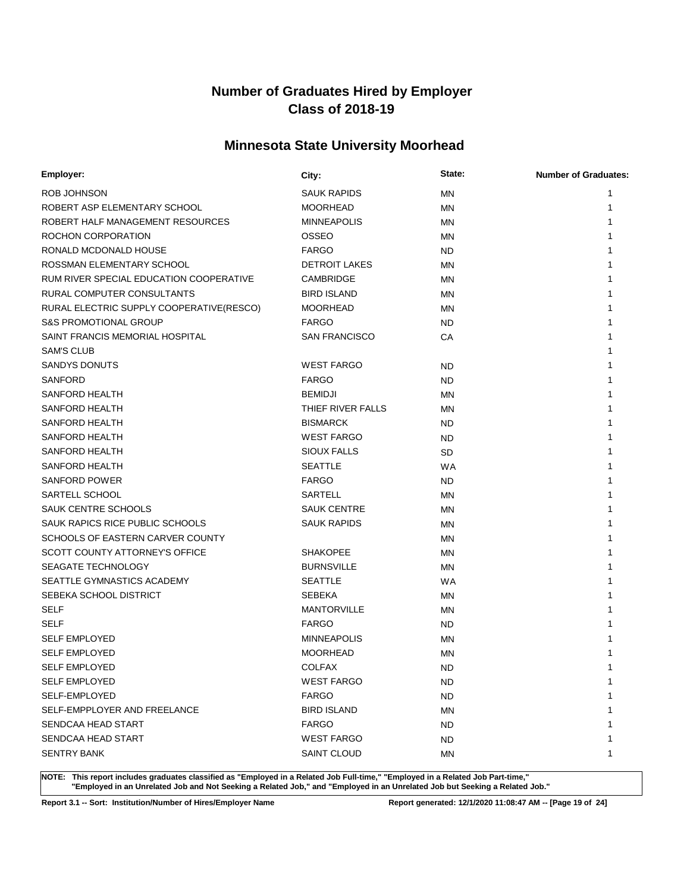# Number of Graduates Hired by Employer
# Class of 2018-19

## Minnesota State University Moorhead

| Employer: | City: | State: | Number of Graduates: |
|---|---|---|---|
| ROB JOHNSON | SAUK RAPIDS | MN | 1 |
| ROBERT ASP ELEMENTARY SCHOOL | MOORHEAD | MN | 1 |
| ROBERT HALF MANAGEMENT RESOURCES | MINNEAPOLIS | MN | 1 |
| ROCHON CORPORATION | OSSEO | MN | 1 |
| RONALD MCDONALD HOUSE | FARGO | ND | 1 |
| ROSSMAN ELEMENTARY SCHOOL | DETROIT LAKES | MN | 1 |
| RUM RIVER SPECIAL EDUCATION COOPERATIVE | CAMBRIDGE | MN | 1 |
| RURAL COMPUTER CONSULTANTS | BIRD ISLAND | MN | 1 |
| RURAL ELECTRIC SUPPLY COOPERATIVE(RESCO) | MOORHEAD | MN | 1 |
| S&S PROMOTIONAL GROUP | FARGO | ND | 1 |
| SAINT FRANCIS MEMORIAL HOSPITAL | SAN FRANCISCO | CA | 1 |
| SAM'S CLUB | | | 1 |
| SANDYS DONUTS | WEST FARGO | ND | 1 |
| SANFORD | FARGO | ND | 1 |
| SANFORD HEALTH | BEMIDJI | MN | 1 |
| SANFORD HEALTH | THIEF RIVER FALLS | MN | 1 |
| SANFORD HEALTH | BISMARCK | ND | 1 |
| SANFORD HEALTH | WEST FARGO | ND | 1 |
| SANFORD HEALTH | SIOUX FALLS | SD | 1 |
| SANFORD HEALTH | SEATTLE | WA | 1 |
| SANFORD POWER | FARGO | ND | 1 |
| SARTELL SCHOOL | SARTELL | MN | 1 |
| SAUK CENTRE SCHOOLS | SAUK CENTRE | MN | 1 |
| SAUK RAPICS RICE PUBLIC SCHOOLS | SAUK RAPIDS | MN | 1 |
| SCHOOLS OF EASTERN CARVER COUNTY | | MN | 1 |
| SCOTT COUNTY ATTORNEY'S OFFICE | SHAKOPEE | MN | 1 |
| SEAGATE TECHNOLOGY | BURNSVILLE | MN | 1 |
| SEATTLE GYMNASTICS ACADEMY | SEATTLE | WA | 1 |
| SEBEKA SCHOOL DISTRICT | SEBEKA | MN | 1 |
| SELF | MANTORVILLE | MN | 1 |
| SELF | FARGO | ND | 1 |
| SELF EMPLOYED | MINNEAPOLIS | MN | 1 |
| SELF EMPLOYED | MOORHEAD | MN | 1 |
| SELF EMPLOYED | COLFAX | ND | 1 |
| SELF EMPLOYED | WEST FARGO | ND | 1 |
| SELF-EMPLOYED | FARGO | ND | 1 |
| SELF-EMPPLOYER AND FREELANCE | BIRD ISLAND | MN | 1 |
| SENDCAA HEAD START | FARGO | ND | 1 |
| SENDCAA HEAD START | WEST FARGO | ND | 1 |
| SENTRY BANK | SAINT CLOUD | MN | 1 |

**NOTE: This report includes graduates classified as "Employed in a Related Job Full-time," "Employed in a Related Job Part-time," "Employed in an Unrelated Job and Not Seeking a Related Job," and "Employed in an Unrelated Job but Seeking a Related Job."**

**Report 3.1 -- Sort: Institution/Number of Hires/Employer Name** **Report generated: 12/1/2020 11:08:47 AM**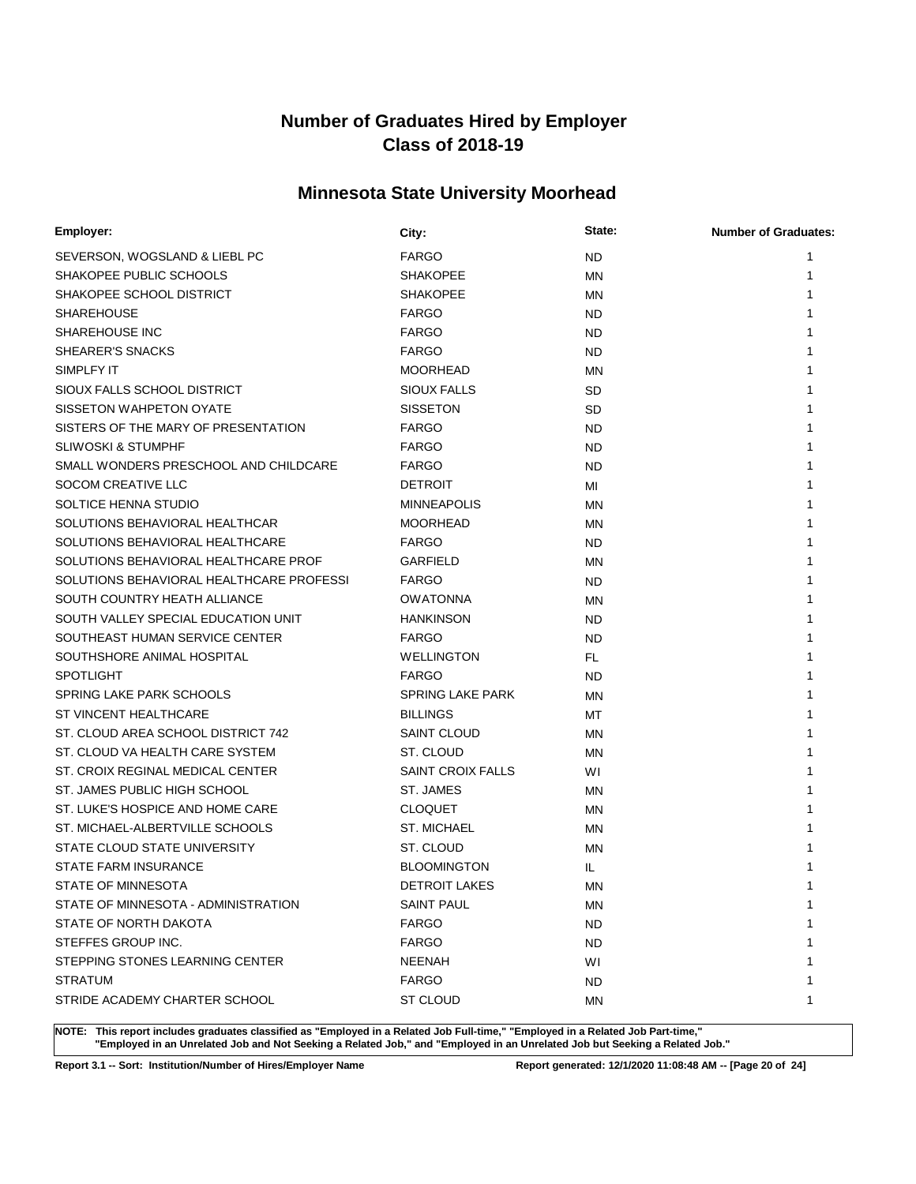# Number of Graduates Hired by Employer
# Class of 2018-19

## Minnesota State University Moorhead

| Employer: | City: | State: | Number of Graduates: |
|---|---|---|---|
| SEVERSON, WOGSLAND & LIEBL PC | FARGO | ND | 1 |
| SHAKOPEE PUBLIC SCHOOLS | SHAKOPEE | MN | 1 |
| SHAKOPEE SCHOOL DISTRICT | SHAKOPEE | MN | 1 |
| SHAREHOUSE | FARGO | ND | 1 |
| SHAREHOUSE INC | FARGO | ND | 1 |
| SHEARER'S SNACKS | FARGO | ND | 1 |
| SIMPLFY IT | MOORHEAD | MN | 1 |
| SIOUX FALLS SCHOOL DISTRICT | SIOUX FALLS | SD | 1 |
| SISSETON WAHPETON OYATE | SISSETON | SD | 1 |
| SISTERS OF THE MARY OF PRESENTATION | FARGO | ND | 1 |
| SLIWOSKI & STUMPHF | FARGO | ND | 1 |
| SMALL WONDERS PRESCHOOL AND CHILDCARE | FARGO | ND | 1 |
| SOCOM CREATIVE LLC | DETROIT | MI | 1 |
| SOLTICE HENNA STUDIO | MINNEAPOLIS | MN | 1 |
| SOLUTIONS BEHAVIORAL HEALTHCAR | MOORHEAD | MN | 1 |
| SOLUTIONS BEHAVIORAL HEALTHCARE | FARGO | ND | 1 |
| SOLUTIONS BEHAVIORAL HEALTHCARE PROF | GARFIELD | MN | 1 |
| SOLUTIONS BEHAVIORAL HEALTHCARE PROFESSI | FARGO | ND | 1 |
| SOUTH COUNTRY HEATH ALLIANCE | OWATONNA | MN | 1 |
| SOUTH VALLEY SPECIAL EDUCATION UNIT | HANKINSON | ND | 1 |
| SOUTHEAST HUMAN SERVICE CENTER | FARGO | ND | 1 |
| SOUTHSHORE ANIMAL HOSPITAL | WELLINGTON | FL | 1 |
| SPOTLIGHT | FARGO | ND | 1 |
| SPRING LAKE PARK SCHOOLS | SPRING LAKE PARK | MN | 1 |
| ST VINCENT HEALTHCARE | BILLINGS | MT | 1 |
| ST. CLOUD AREA SCHOOL DISTRICT 742 | SAINT CLOUD | MN | 1 |
| ST. CLOUD VA HEALTH CARE SYSTEM | ST. CLOUD | MN | 1 |
| ST. CROIX REGINAL MEDICAL CENTER | SAINT CROIX FALLS | WI | 1 |
| ST. JAMES PUBLIC HIGH SCHOOL | ST. JAMES | MN | 1 |
| ST. LUKE'S HOSPICE AND HOME CARE | CLOQUET | MN | 1 |
| ST. MICHAEL-ALBERTVILLE SCHOOLS | ST. MICHAEL | MN | 1 |
| STATE CLOUD STATE UNIVERSITY | ST. CLOUD | MN | 1 |
| STATE FARM INSURANCE | BLOOMINGTON | IL | 1 |
| STATE OF MINNESOTA | DETROIT LAKES | MN | 1 |
| STATE OF MINNESOTA - ADMINISTRATION | SAINT PAUL | MN | 1 |
| STATE OF NORTH DAKOTA | FARGO | ND | 1 |
| STEFFES GROUP INC. | FARGO | ND | 1 |
| STEPPING STONES LEARNING CENTER | NEENAH | WI | 1 |
| STRATUM | FARGO | ND | 1 |
| STRIDE ACADEMY CHARTER SCHOOL | ST CLOUD | MN | 1 |

**NOTE: This report includes graduates classified as "Employed in a Related Job Full-time," "Employed in a Related Job Part-time," "Employed in an Unrelated Job and Not Seeking a Related Job," and "Employed in an Unrelated Job but Seeking a Related Job."**

**Report 3.1 -- Sort: Institution/Number of Hires/Employer Name** **Report generated: 12/1/2020 11:08:48 AM**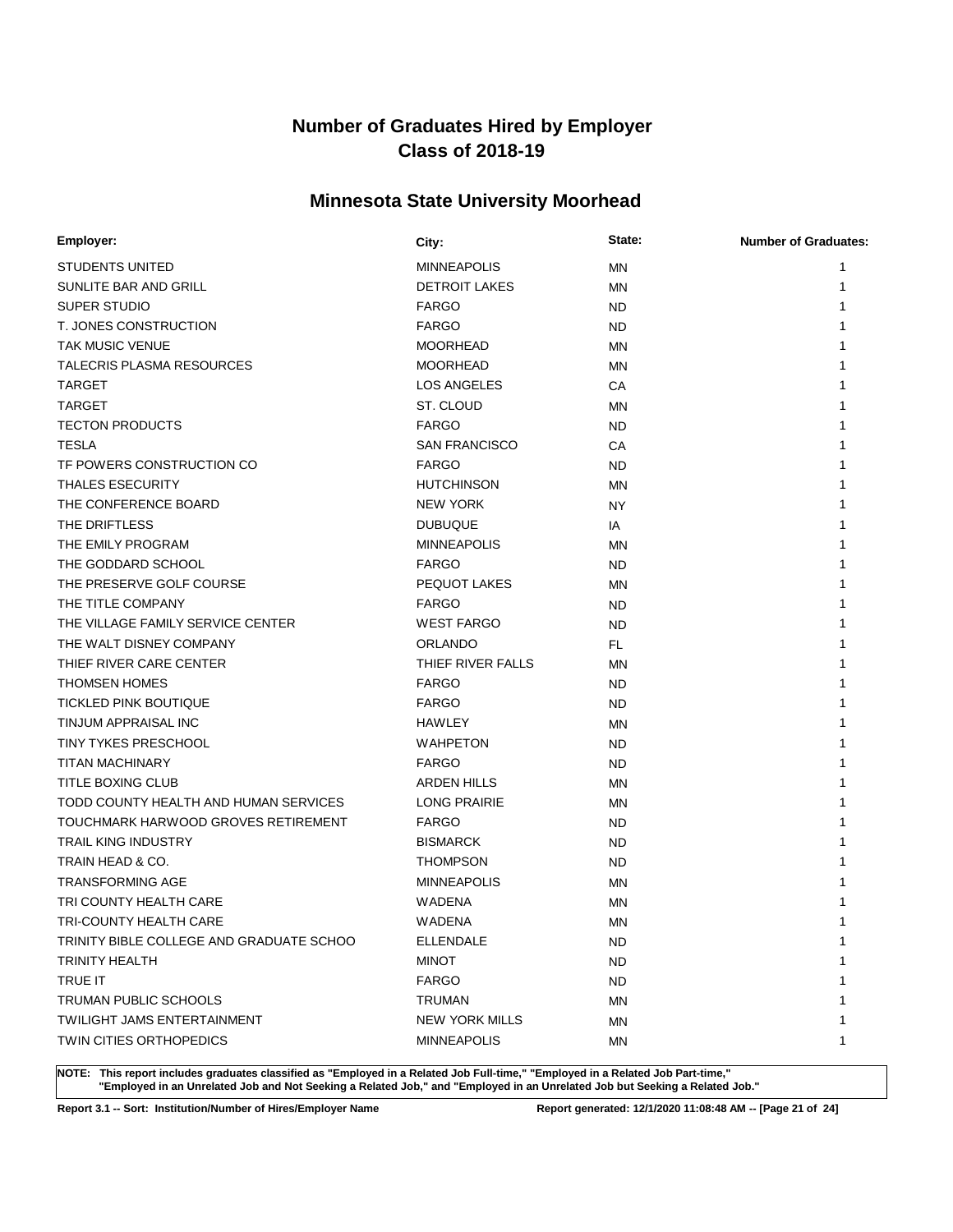# Number of Graduates Hired by Employer
# Class of 2018-19

## Minnesota State University Moorhead

| Employer: | City: | State: | Number of Graduates: |
|---|---|---|---|
| STUDENTS UNITED | MINNEAPOLIS | MN | 1 |
| SUNLITE BAR AND GRILL | DETROIT LAKES | MN | 1 |
| SUPER STUDIO | FARGO | ND | 1 |
| T. JONES CONSTRUCTION | FARGO | ND | 1 |
| TAK MUSIC VENUE | MOORHEAD | MN | 1 |
| TALECRIS PLASMA RESOURCES | MOORHEAD | MN | 1 |
| TARGET | LOS ANGELES | CA | 1 |
| TARGET | ST. CLOUD | MN | 1 |
| TECTON PRODUCTS | FARGO | ND | 1 |
| TESLA | SAN FRANCISCO | CA | 1 |
| TF POWERS CONSTRUCTION CO | FARGO | ND | 1 |
| THALES ESECURITY | HUTCHINSON | MN | 1 |
| THE CONFERENCE BOARD | NEW YORK | NY | 1 |
| THE DRIFTLESS | DUBUQUE | IA | 1 |
| THE EMILY PROGRAM | MINNEAPOLIS | MN | 1 |
| THE GODDARD SCHOOL | FARGO | ND | 1 |
| THE PRESERVE GOLF COURSE | PEQUOT LAKES | MN | 1 |
| THE TITLE COMPANY | FARGO | ND | 1 |
| THE VILLAGE FAMILY SERVICE CENTER | WEST FARGO | ND | 1 |
| THE WALT DISNEY COMPANY | ORLANDO | FL | 1 |
| THIEF RIVER CARE CENTER | THIEF RIVER FALLS | MN | 1 |
| THOMSEN HOMES | FARGO | ND | 1 |
| TICKLED PINK BOUTIQUE | FARGO | ND | 1 |
| TINJUM APPRAISAL INC | HAWLEY | MN | 1 |
| TINY TYKES PRESCHOOL | WAHPETON | ND | 1 |
| TITAN MACHINARY | FARGO | ND | 1 |
| TITLE BOXING CLUB | ARDEN HILLS | MN | 1 |
| TODD COUNTY HEALTH AND HUMAN SERVICES | LONG PRAIRIE | MN | 1 |
| TOUCHMARK HARWOOD GROVES RETIREMENT | FARGO | ND | 1 |
| TRAIL KING INDUSTRY | BISMARCK | ND | 1 |
| TRAIN HEAD & CO. | THOMPSON | ND | 1 |
| TRANSFORMING AGE | MINNEAPOLIS | MN | 1 |
| TRI COUNTY HEALTH CARE | WADENA | MN | 1 |
| TRI-COUNTY HEALTH CARE | WADENA | MN | 1 |
| TRINITY BIBLE COLLEGE AND GRADUATE SCHOO | ELLENDALE | ND | 1 |
| TRINITY HEALTH | MINOT | ND | 1 |
| TRUE IT | FARGO | ND | 1 |
| TRUMAN PUBLIC SCHOOLS | TRUMAN | MN | 1 |
| TWILIGHT JAMS ENTERTAINMENT | NEW YORK MILLS | MN | 1 |
| TWIN CITIES ORTHOPEDICS | MINNEAPOLIS | MN | 1 |

**NOTE: This report includes graduates classified as "Employed in a Related Job Full-time," "Employed in a Related Job Part-time," "Employed in an Unrelated Job and Not Seeking a Related Job," and "Employed in an Unrelated Job but Seeking a Related Job."**

**Report 3.1 -- Sort: Institution/Number of Hires/Employer Name** **Report generated: 12/1/2020 11:08:48 AM**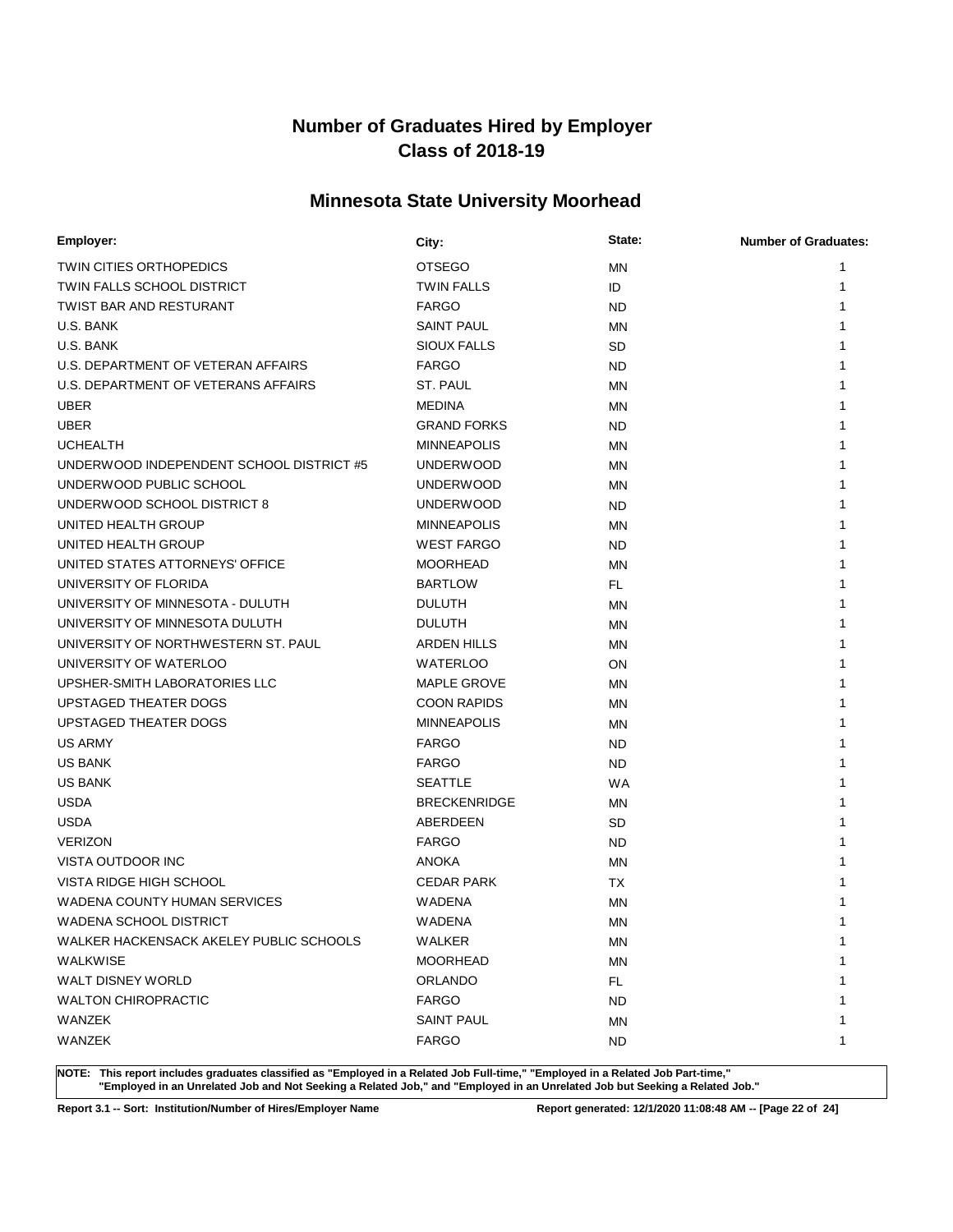# Number of Graduates Hired by Employer
# Class of 2018-19

## Minnesota State University Moorhead

| Employer: | City: | State: | Number of Graduates: |
|---|---|---|---|
| TWIN CITIES ORTHOPEDICS | OTSEGO | MN | 1 |
| TWIN FALLS SCHOOL DISTRICT | TWIN FALLS | ID | 1 |
| TWIST BAR AND RESTURANT | FARGO | ND | 1 |
| U.S. BANK | SAINT PAUL | MN | 1 |
| U.S. BANK | SIOUX FALLS | SD | 1 |
| U.S. DEPARTMENT OF VETERAN AFFAIRS | FARGO | ND | 1 |
| U.S. DEPARTMENT OF VETERANS AFFAIRS | ST. PAUL | MN | 1 |
| UBER | MEDINA | MN | 1 |
| UBER | GRAND FORKS | ND | 1 |
| UCHEALTH | MINNEAPOLIS | MN | 1 |
| UNDERWOOD INDEPENDENT SCHOOL DISTRICT #5 | UNDERWOOD | MN | 1 |
| UNDERWOOD PUBLIC SCHOOL | UNDERWOOD | MN | 1 |
| UNDERWOOD SCHOOL DISTRICT 8 | UNDERWOOD | ND | 1 |
| UNITED HEALTH GROUP | MINNEAPOLIS | MN | 1 |
| UNITED HEALTH GROUP | WEST FARGO | ND | 1 |
| UNITED STATES ATTORNEYS' OFFICE | MOORHEAD | MN | 1 |
| UNIVERSITY OF FLORIDA | BARTLOW | FL | 1 |
| UNIVERSITY OF MINNESOTA - DULUTH | DULUTH | MN | 1 |
| UNIVERSITY OF MINNESOTA DULUTH | DULUTH | MN | 1 |
| UNIVERSITY OF NORTHWESTERN ST. PAUL | ARDEN HILLS | MN | 1 |
| UNIVERSITY OF WATERLOO | WATERLOO | ON | 1 |
| UPSHER-SMITH LABORATORIES LLC | MAPLE GROVE | MN | 1 |
| UPSTAGED THEATER DOGS | COON RAPIDS | MN | 1 |
| UPSTAGED THEATER DOGS | MINNEAPOLIS | MN | 1 |
| US ARMY | FARGO | ND | 1 |
| US BANK | FARGO | ND | 1 |
| US BANK | SEATTLE | WA | 1 |
| USDA | BRECKENRIDGE | MN | 1 |
| USDA | ABERDEEN | SD | 1 |
| VERIZON | FARGO | ND | 1 |
| VISTA OUTDOOR INC | ANOKA | MN | 1 |
| VISTA RIDGE HIGH SCHOOL | CEDAR PARK | TX | 1 |
| WADENA COUNTY HUMAN SERVICES | WADENA | MN | 1 |
| WADENA SCHOOL DISTRICT | WADENA | MN | 1 |
| WALKER HACKENSACK AKELEY PUBLIC SCHOOLS | WALKER | MN | 1 |
| WALKWISE | MOORHEAD | MN | 1 |
| WALT DISNEY WORLD | ORLANDO | FL | 1 |
| WALTON CHIROPRACTIC | FARGO | ND | 1 |
| WANZEK | SAINT PAUL | MN | 1 |
| WANZEK | FARGO | ND | 1 |

**NOTE: This report includes graduates classified as "Employed in a Related Job Full-time," "Employed in a Related Job Part-time," "Employed in an Unrelated Job and Not Seeking a Related Job," and "Employed in an Unrelated Job but Seeking a Related Job."**

**Report 3.1 -- Sort: Institution/Number of Hires/Employer Name** **Report generated: 12/1/2020 11:08:48 AM**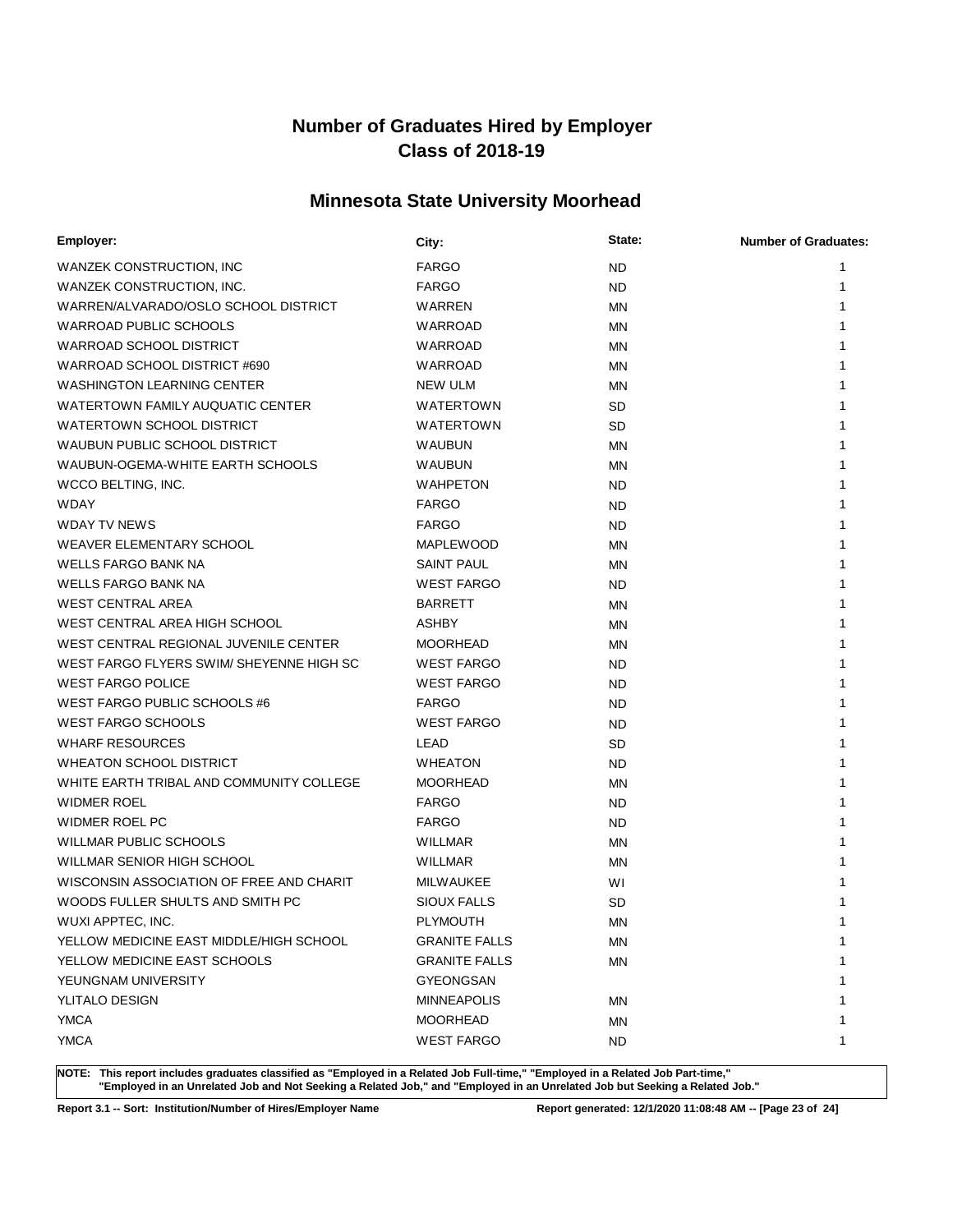# Number of Graduates Hired by Employer
# Class of 2018-19

## Minnesota State University Moorhead

| Employer: | City: | State: | Number of Graduates: |
|---|---|---|---|
| WANZEK CONSTRUCTION, INC | FARGO | ND | 1 |
| WANZEK CONSTRUCTION, INC. | FARGO | ND | 1 |
| WARREN/ALVARADO/OSLO SCHOOL DISTRICT | WARREN | MN | 1 |
| WARROAD PUBLIC SCHOOLS | WARROAD | MN | 1 |
| WARROAD SCHOOL DISTRICT | WARROAD | MN | 1 |
| WARROAD SCHOOL DISTRICT #690 | WARROAD | MN | 1 |
| WASHINGTON LEARNING CENTER | NEW ULM | MN | 1 |
| WATERTOWN FAMILY AUQUATIC CENTER | WATERTOWN | SD | 1 |
| WATERTOWN SCHOOL DISTRICT | WATERTOWN | SD | 1 |
| WAUBUN PUBLIC SCHOOL DISTRICT | WAUBUN | MN | 1 |
| WAUBUN-OGEMA-WHITE EARTH SCHOOLS | WAUBUN | MN | 1 |
| WCCO BELTING, INC. | WAHPETON | ND | 1 |
| WDAY | FARGO | ND | 1 |
| WDAY TV NEWS | FARGO | ND | 1 |
| WEAVER ELEMENTARY SCHOOL | MAPLEWOOD | MN | 1 |
| WELLS FARGO BANK NA | SAINT PAUL | MN | 1 |
| WELLS FARGO BANK NA | WEST FARGO | ND | 1 |
| WEST CENTRAL AREA | BARRETT | MN | 1 |
| WEST CENTRAL AREA HIGH SCHOOL | ASHBY | MN | 1 |
| WEST CENTRAL REGIONAL JUVENILE CENTER | MOORHEAD | MN | 1 |
| WEST FARGO FLYERS SWIM/ SHEYENNE HIGH SC | WEST FARGO | ND | 1 |
| WEST FARGO POLICE | WEST FARGO | ND | 1 |
| WEST FARGO PUBLIC SCHOOLS #6 | FARGO | ND | 1 |
| WEST FARGO SCHOOLS | WEST FARGO | ND | 1 |
| WHARF RESOURCES | LEAD | SD | 1 |
| WHEATON SCHOOL DISTRICT | WHEATON | ND | 1 |
| WHITE EARTH TRIBAL AND COMMUNITY COLLEGE | MOORHEAD | MN | 1 |
| WIDMER ROEL | FARGO | ND | 1 |
| WIDMER ROEL PC | FARGO | ND | 1 |
| WILLMAR PUBLIC SCHOOLS | WILLMAR | MN | 1 |
| WILLMAR SENIOR HIGH SCHOOL | WILLMAR | MN | 1 |
| WISCONSIN ASSOCIATION OF FREE AND CHARIT | MILWAUKEE | WI | 1 |
| WOODS FULLER SHULTS AND SMITH PC | SIOUX FALLS | SD | 1 |
| WUXI APPTEC, INC. | PLYMOUTH | MN | 1 |
| YELLOW MEDICINE EAST MIDDLE/HIGH SCHOOL | GRANITE FALLS | MN | 1 |
| YELLOW MEDICINE EAST SCHOOLS | GRANITE FALLS | MN | 1 |
| YEUNGNAM UNIVERSITY | GYEONGSAN | | 1 |
| YLITALO DESIGN | MINNEAPOLIS | MN | 1 |
| YMCA | MOORHEAD | MN | 1 |
| YMCA | WEST FARGO | ND | 1 |

**NOTE: This report includes graduates classified as "Employed in a Related Job Full-time," "Employed in a Related Job Part-time," "Employed in an Unrelated Job and Not Seeking a Related Job," and "Employed in an Unrelated Job but Seeking a Related Job."**

**Report 3.1 -- Sort: Institution/Number of Hires/Employer Name** **Report generated: 12/1/2020 11:08:48 AM**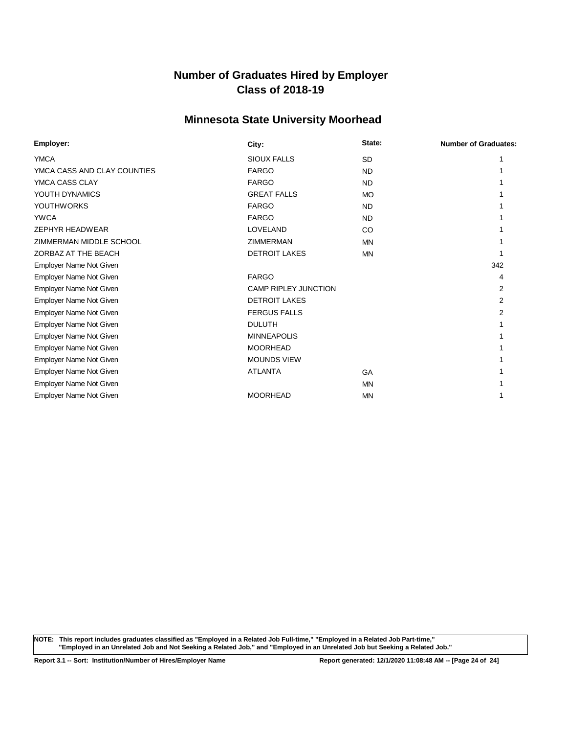# Number of Graduates Hired by Employer
# Class of 2018-19

## Minnesota State University Moorhead

| Employer: | City: | State: | Number of Graduates: |
|---|---|---|---|
| YMCA | SIOUX FALLS | SD | 1 |
| YMCA CASS AND CLAY COUNTIES | FARGO | ND | 1 |
| YMCA CASS CLAY | FARGO | ND | 1 |
| YOUTH DYNAMICS | GREAT FALLS | MO | 1 |
| YOUTHWORKS | FARGO | ND | 1 |
| YWCA | FARGO | ND | 1 |
| ZEPHYR HEADWEAR | LOVELAND | CO | 1 |
| ZIMMERMAN MIDDLE SCHOOL | ZIMMERMAN | MN | 1 |
| ZORBAZ AT THE BEACH | DETROIT LAKES | MN | 1 |
| Employer Name Not Given | | | 342 |
| Employer Name Not Given | FARGO | | 4 |
| Employer Name Not Given | CAMP RIPLEY JUNCTION | | 2 |
| Employer Name Not Given | DETROIT LAKES | | 2 |
| Employer Name Not Given | FERGUS FALLS | | 2 |
| Employer Name Not Given | DULUTH | | 1 |
| Employer Name Not Given | MINNEAPOLIS | | 1 |
| Employer Name Not Given | MOORHEAD | | 1 |
| Employer Name Not Given | MOUNDS VIEW | | 1 |
| Employer Name Not Given | ATLANTA | GA | 1 |
| Employer Name Not Given | | MN | 1 |
| Employer Name Not Given | MOORHEAD | MN | 1 |

**NOTE: This report includes graduates classified as "Employed in a Related Job Full-time," "Employed in a Related Job Part-time," "Employed in an Unrelated Job and Not Seeking a Related Job," and "Employed in an Unrelated Job but Seeking a Related Job."**

**Report 3.1 -- Sort: Institution/Number of Hires/Employer Name** **Report generated: 12/1/2020 11:08:48 AM**